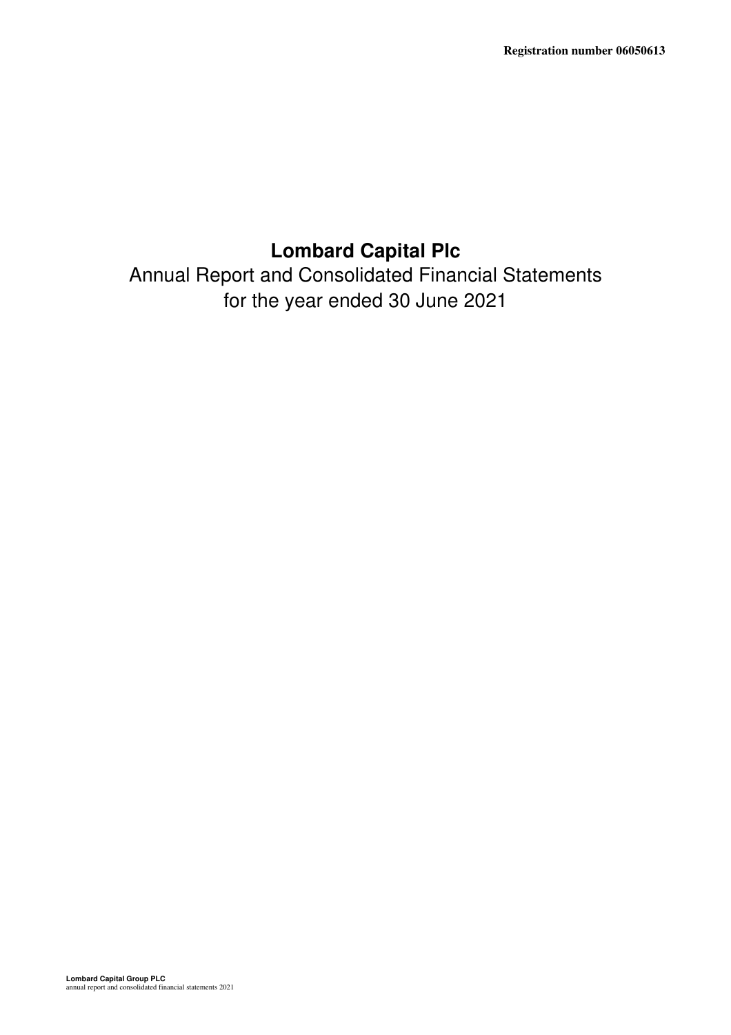**Registration number 06050613**

# Lombard Capital Plc

Annual Report and Consolidated Financial Statements
for the year ended 30 June 2021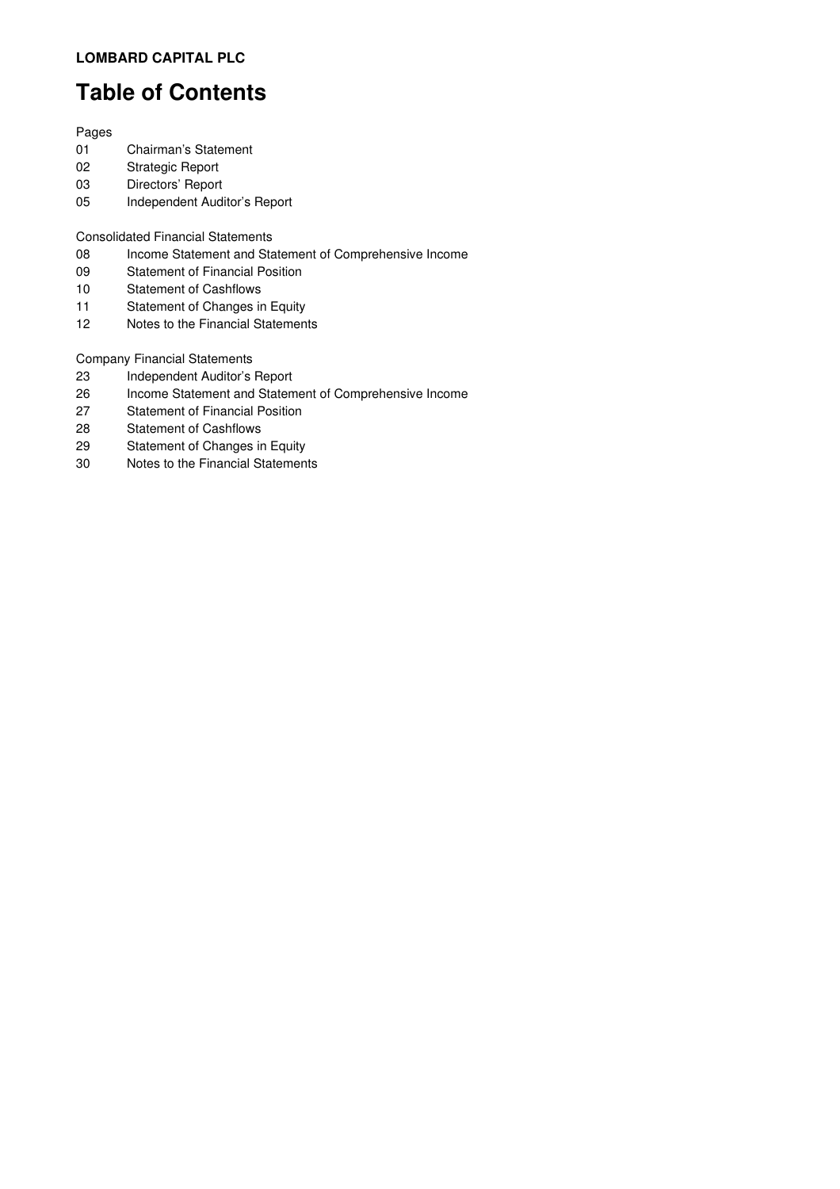**LOMBARD CAPITAL PLC**

# Table of Contents

Pages

| | |
|---|---|
| 01 | Chairman's Statement |
| 02 | Strategic Report |
| 03 | Directors' Report |
| 05 | Independent Auditor's Report |

Consolidated Financial Statements

| | |
|---|---|
| 08 | Income Statement and Statement of Comprehensive Income |
| 09 | Statement of Financial Position |
| 10 | Statement of Cashflows |
| 11 | Statement of Changes in Equity |
| 12 | Notes to the Financial Statements |

Company Financial Statements

| | |
|---|---|
| 23 | Independent Auditor's Report |
| 26 | Income Statement and Statement of Comprehensive Income |
| 27 | Statement of Financial Position |
| 28 | Statement of Cashflows |
| 29 | Statement of Changes in Equity |
| 30 | Notes to the Financial Statements |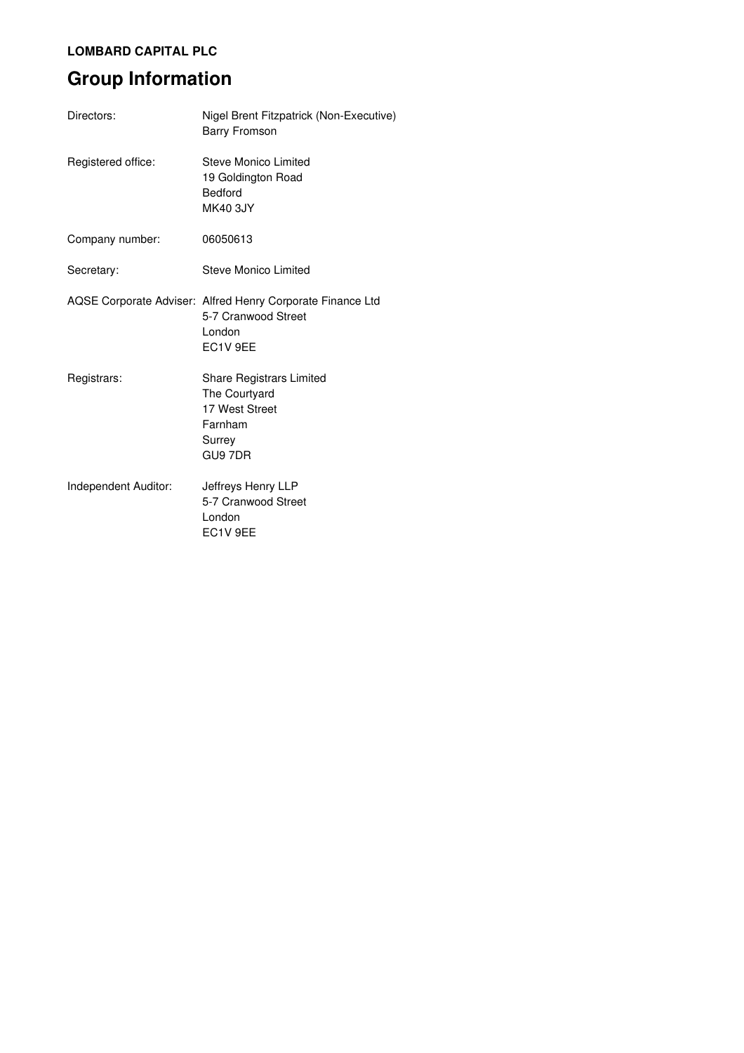**LOMBARD CAPITAL PLC**

# Group Information

| | |
|---|---|
| Directors: | Nigel Brent Fitzpatrick (Non-Executive)<br>Barry Fromson |
| Registered office: | Steve Monico Limited<br>19 Goldington Road<br>Bedford<br>MK40 3JY |
| Company number: | 06050613 |
| Secretary: | Steve Monico Limited |
| AQSE Corporate Adviser: | Alfred Henry Corporate Finance Ltd<br>5-7 Cranwood Street<br>London<br>EC1V 9EE |
| Registrars: | Share Registrars Limited<br>The Courtyard<br>17 West Street<br>Farnham<br>Surrey<br>GU9 7DR |
| Independent Auditor: | Jeffreys Henry LLP<br>5-7 Cranwood Street<br>London<br>EC1V 9EE |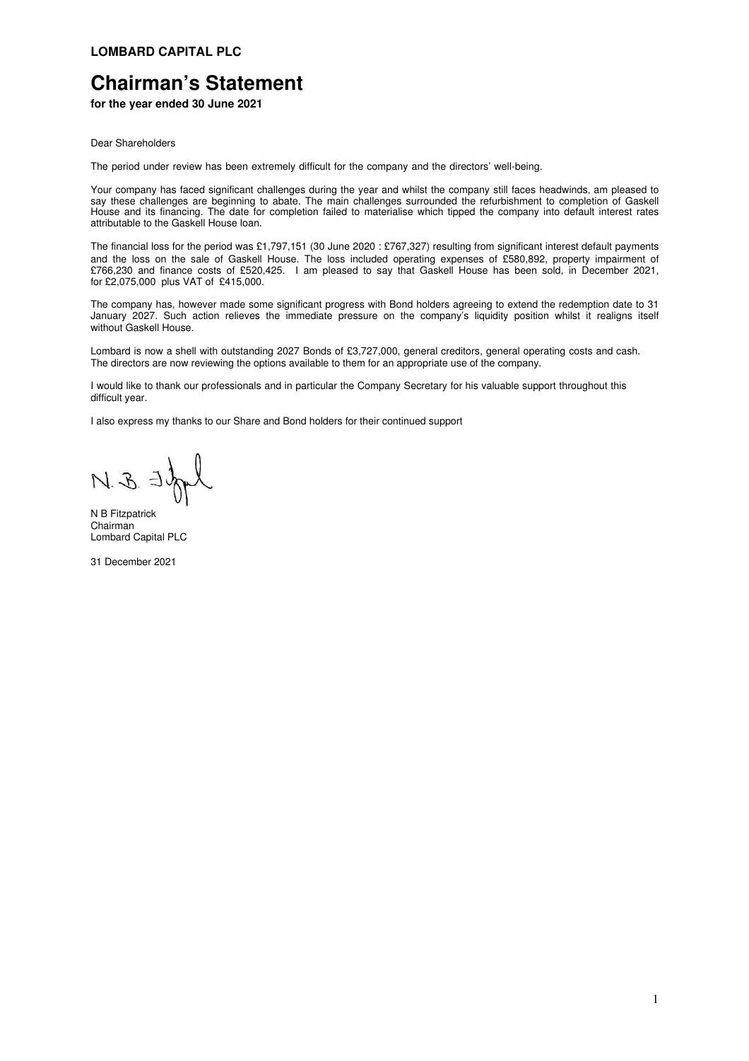**LOMBARD CAPITAL PLC**

# Chairman's Statement

**for the year ended 30 June 2021**

Dear Shareholders

The period under review has been extremely difficult for the company and the directors' well-being.

Your company has faced significant challenges during the year and whilst the company still faces headwinds, am pleased to say these challenges are beginning to abate. The main challenges surrounded the refurbishment to completion of Gaskell House and its financing. The date for completion failed to materialise which tipped the company into default interest rates attributable to the Gaskell House loan.

The financial loss for the period was £1,797,151 (30 June 2020 : £767,327) resulting from significant interest default payments and the loss on the sale of Gaskell House. The loss included operating expenses of £580,892, property impairment of £766,230 and finance costs of £520,425. I am pleased to say that Gaskell House has been sold, in December 2021, for £2,075,000 plus VAT of £415,000.

The company has, however made some significant progress with Bond holders agreeing to extend the redemption date to 31 January 2027. Such action relieves the immediate pressure on the company's liquidity position whilst it realigns itself without Gaskell House.

Lombard is now a shell with outstanding 2027 Bonds of £3,727,000, general creditors, general operating costs and cash. The directors are now reviewing the options available to them for an appropriate use of the company.

I would like to thank our professionals and in particular the Company Secretary for his valuable support throughout this difficult year.

I also express my thanks to our Share and Bond holders for their continued support

N B Fitzpatrick
Chairman
Lombard Capital PLC

31 December 2021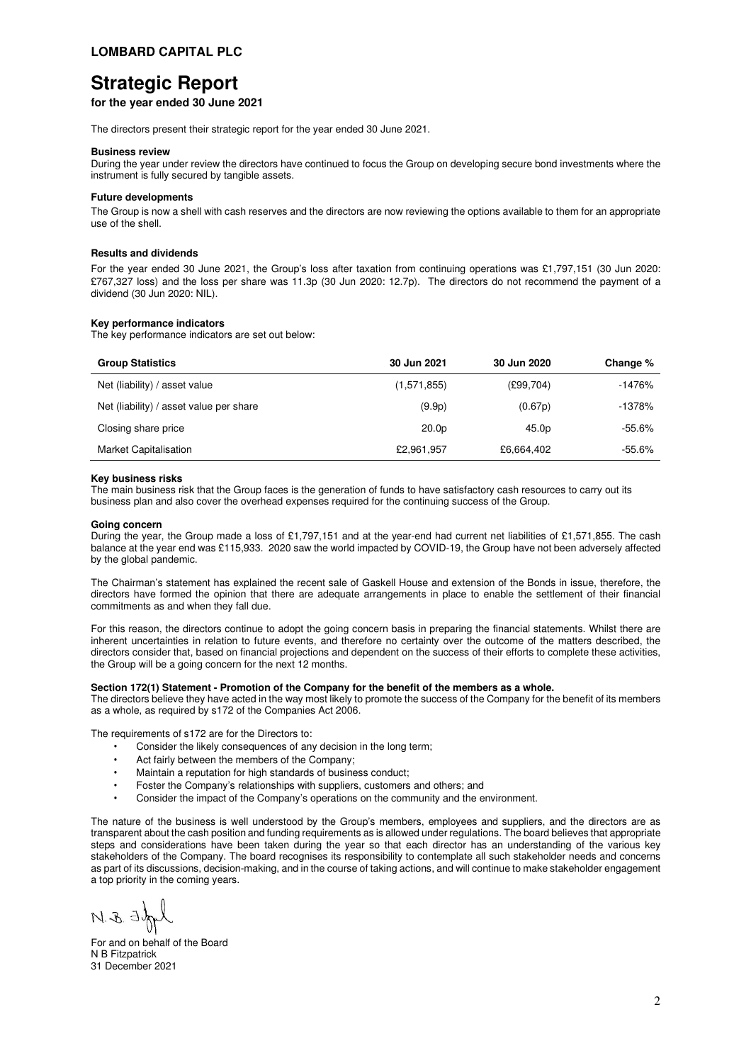**LOMBARD CAPITAL PLC**

# Strategic Report

**for the year ended 30 June 2021**

The directors present their strategic report for the year ended 30 June 2021.

**Business review**

During the year under review the directors have continued to focus the Group on developing secure bond investments where the instrument is fully secured by tangible assets.

**Future developments**

The Group is now a shell with cash reserves and the directors are now reviewing the options available to them for an appropriate use of the shell.

**Results and dividends**

For the year ended 30 June 2021, the Group's loss after taxation from continuing operations was £1,797,151 (30 Jun 2020: £767,327 loss) and the loss per share was 11.3p (30 Jun 2020: 12.7p). The directors do not recommend the payment of a dividend (30 Jun 2020: NIL).

**Key performance indicators**

The key performance indicators are set out below:

| Group Statistics | 30 Jun 2021 | 30 Jun 2020 | Change % |
|---|---|---|---|
| Net (liability) / asset value | (1,571,855) | (£99,704) | -1476% |
| Net (liability) / asset value per share | (9.9p) | (0.67p) | -1378% |
| Closing share price | 20.0p | 45.0p | -55.6% |
| Market Capitalisation | £2,961,957 | £6,664,402 | -55.6% |

**Key business risks**

The main business risk that the Group faces is the generation of funds to have satisfactory cash resources to carry out its business plan and also cover the overhead expenses required for the continuing success of the Group.

**Going concern**

During the year, the Group made a loss of £1,797,151 and at the year-end had current net liabilities of £1,571,855. The cash balance at the year end was £115,933. 2020 saw the world impacted by COVID-19, the Group have not been adversely affected by the global pandemic.

The Chairman's statement has explained the recent sale of Gaskell House and extension of the Bonds in issue, therefore, the directors have formed the opinion that there are adequate arrangements in place to enable the settlement of their financial commitments as and when they fall due.

For this reason, the directors continue to adopt the going concern basis in preparing the financial statements. Whilst there are inherent uncertainties in relation to future events, and therefore no certainty over the outcome of the matters described, the directors consider that, based on financial projections and dependent on the success of their efforts to complete these activities, the Group will be a going concern for the next 12 months.

**Section 172(1) Statement - Promotion of the Company for the benefit of the members as a whole.**

The directors believe they have acted in the way most likely to promote the success of the Company for the benefit of its members as a whole, as required by s172 of the Companies Act 2006.

The requirements of s172 are for the Directors to:

- Consider the likely consequences of any decision in the long term;
- Act fairly between the members of the Company;
- Maintain a reputation for high standards of business conduct;
- Foster the Company's relationships with suppliers, customers and others; and
- Consider the impact of the Company's operations on the community and the environment.

The nature of the business is well understood by the Group's members, employees and suppliers, and the directors are as transparent about the cash position and funding requirements as is allowed under regulations. The board believes that appropriate steps and considerations have been taken during the year so that each director has an understanding of the various key stakeholders of the Company. The board recognises its responsibility to contemplate all such stakeholder needs and concerns as part of its discussions, decision-making, and in the course of taking actions, and will continue to make stakeholder engagement a top priority in the coming years.

N.B. Fitzpatrick

For and on behalf of the Board
N B Fitzpatrick
31 December 2021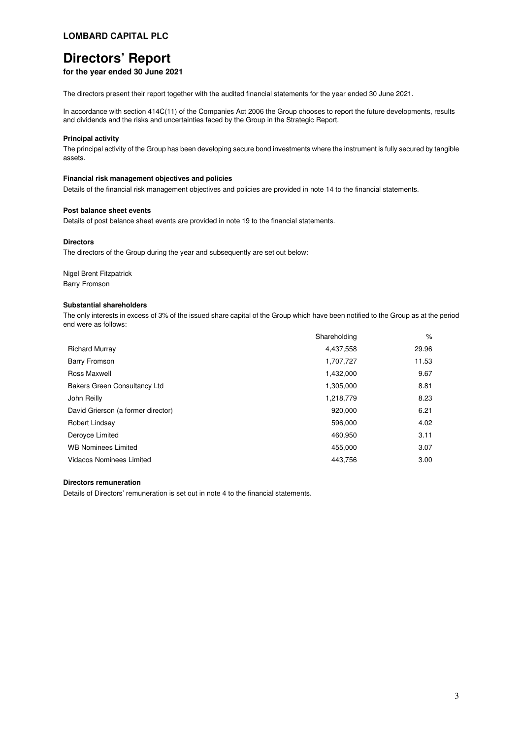**LOMBARD CAPITAL PLC**

# Directors' Report

**for the year ended 30 June 2021**

The directors present their report together with the audited financial statements for the year ended 30 June 2021.

In accordance with section 414C(11) of the Companies Act 2006 the Group chooses to report the future developments, results and dividends and the risks and uncertainties faced by the Group in the Strategic Report.

### Principal activity

The principal activity of the Group has been developing secure bond investments where the instrument is fully secured by tangible assets.

### Financial risk management objectives and policies

Details of the financial risk management objectives and policies are provided in note 14 to the financial statements.

### Post balance sheet events

Details of post balance sheet events are provided in note 19 to the financial statements.

### Directors

The directors of the Group during the year and subsequently are set out below:

Nigel Brent Fitzpatrick
Barry Fromson

### Substantial shareholders

The only interests in excess of 3% of the issued share capital of the Group which have been notified to the Group as at the period end were as follows:

| | Shareholding | % |
|---|---|---|
| Richard Murray | 4,437,558 | 29.96 |
| Barry Fromson | 1,707,727 | 11.53 |
| Ross Maxwell | 1,432,000 | 9.67 |
| Bakers Green Consultancy Ltd | 1,305,000 | 8.81 |
| John Reilly | 1,218,779 | 8.23 |
| David Grierson (a former director) | 920,000 | 6.21 |
| Robert Lindsay | 596,000 | 4.02 |
| Deroyce Limited | 460,950 | 3.11 |
| WB Nominees Limited | 455,000 | 3.07 |
| Vidacos Nominees Limited | 443,756 | 3.00 |

### Directors remuneration

Details of Directors' remuneration is set out in note 4 to the financial statements.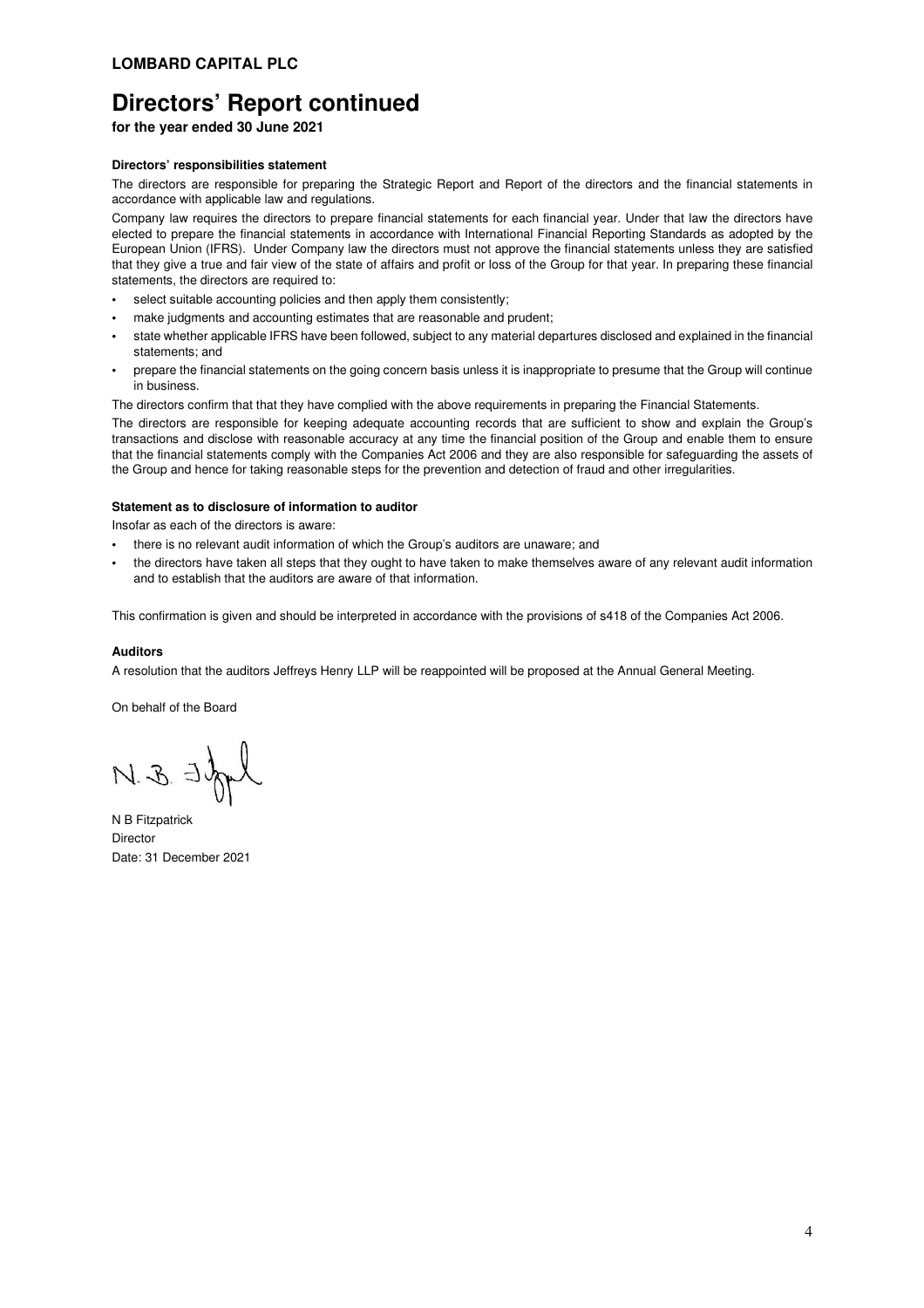# Directors' Report continued

**for the year ended 30 June 2021**

**Directors' responsibilities statement**

The directors are responsible for preparing the Strategic Report and Report of the directors and the financial statements in accordance with applicable law and regulations.

Company law requires the directors to prepare financial statements for each financial year. Under that law the directors have elected to prepare the financial statements in accordance with International Financial Reporting Standards as adopted by the European Union (IFRS). Under Company law the directors must not approve the financial statements unless they are satisfied that they give a true and fair view of the state of affairs and profit or loss of the Group for that year. In preparing these financial statements, the directors are required to:

- select suitable accounting policies and then apply them consistently;
- make judgments and accounting estimates that are reasonable and prudent;
- state whether applicable IFRS have been followed, subject to any material departures disclosed and explained in the financial statements; and
- prepare the financial statements on the going concern basis unless it is inappropriate to presume that the Group will continue in business.

The directors confirm that that they have complied with the above requirements in preparing the Financial Statements.

The directors are responsible for keeping adequate accounting records that are sufficient to show and explain the Group's transactions and disclose with reasonable accuracy at any time the financial position of the Group and enable them to ensure that the financial statements comply with the Companies Act 2006 and they are also responsible for safeguarding the assets of the Group and hence for taking reasonable steps for the prevention and detection of fraud and other irregularities.

**Statement as to disclosure of information to auditor**

Insofar as each of the directors is aware:

- there is no relevant audit information of which the Group's auditors are unaware; and
- the directors have taken all steps that they ought to have taken to make themselves aware of any relevant audit information and to establish that the auditors are aware of that information.

This confirmation is given and should be interpreted in accordance with the provisions of s418 of the Companies Act 2006.

**Auditors**

A resolution that the auditors Jeffreys Henry LLP will be reappointed will be proposed at the Annual General Meeting.

On behalf of the Board

N B Fitzpatrick
Director
Date: 31 December 2021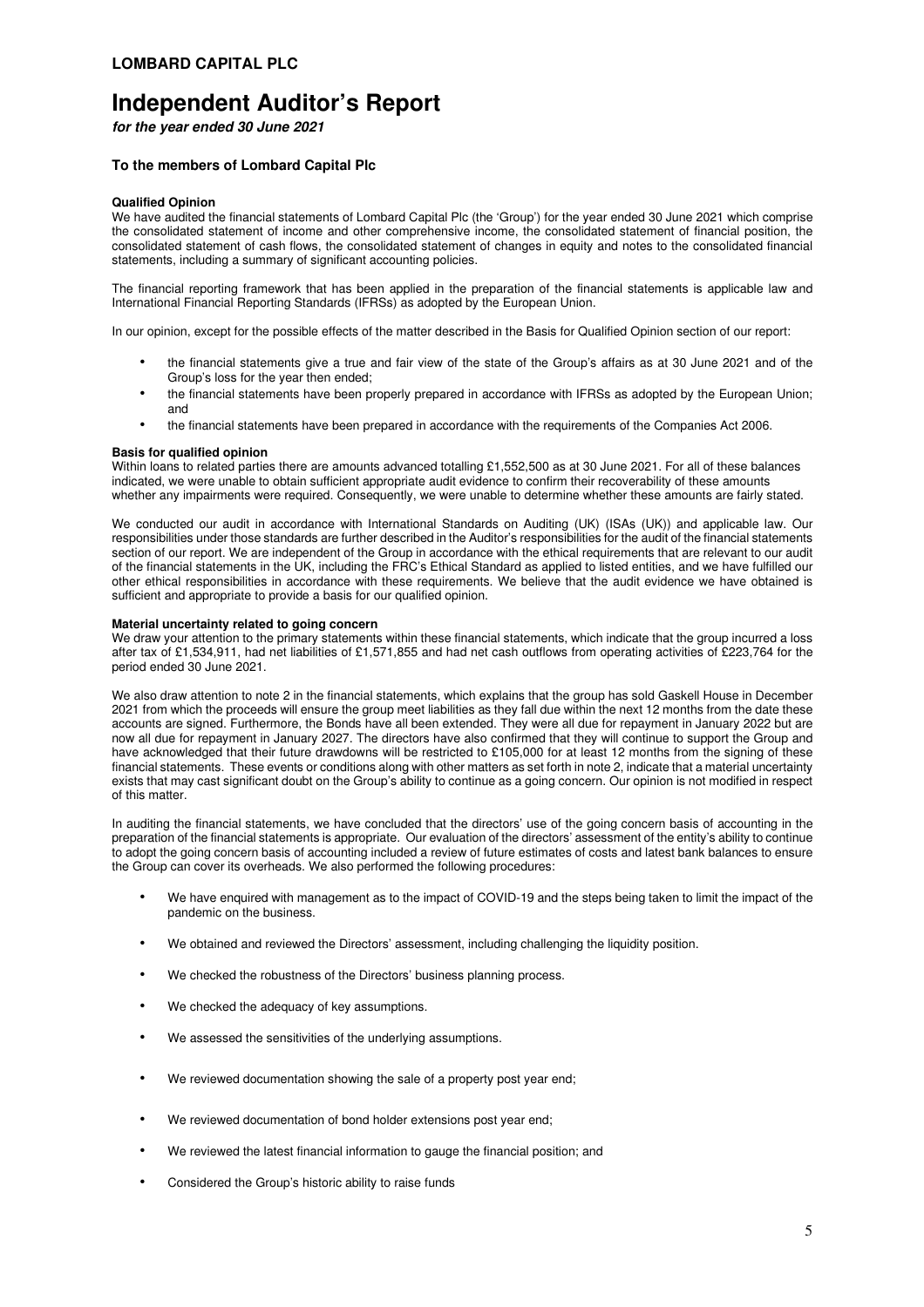# Independent Auditor's Report

*for the year ended 30 June 2021*

### To the members of Lombard Capital Plc

**Qualified Opinion**

We have audited the financial statements of Lombard Capital Plc (the 'Group') for the year ended 30 June 2021 which comprise the consolidated statement of income and other comprehensive income, the consolidated statement of financial position, the consolidated statement of cash flows, the consolidated statement of changes in equity and notes to the consolidated financial statements, including a summary of significant accounting policies.

The financial reporting framework that has been applied in the preparation of the financial statements is applicable law and International Financial Reporting Standards (IFRSs) as adopted by the European Union.

In our opinion, except for the possible effects of the matter described in the Basis for Qualified Opinion section of our report:

- the financial statements give a true and fair view of the state of the Group's affairs as at 30 June 2021 and of the Group's loss for the year then ended;
- the financial statements have been properly prepared in accordance with IFRSs as adopted by the European Union; and
- the financial statements have been prepared in accordance with the requirements of the Companies Act 2006.

**Basis for qualified opinion**

Within loans to related parties there are amounts advanced totalling £1,552,500 as at 30 June 2021. For all of these balances indicated, we were unable to obtain sufficient appropriate audit evidence to confirm their recoverability of these amounts whether any impairments were required. Consequently, we were unable to determine whether these amounts are fairly stated.

We conducted our audit in accordance with International Standards on Auditing (UK) (ISAs (UK)) and applicable law. Our responsibilities under those standards are further described in the Auditor's responsibilities for the audit of the financial statements section of our report. We are independent of the Group in accordance with the ethical requirements that are relevant to our audit of the financial statements in the UK, including the FRC's Ethical Standard as applied to listed entities, and we have fulfilled our other ethical responsibilities in accordance with these requirements. We believe that the audit evidence we have obtained is sufficient and appropriate to provide a basis for our qualified opinion.

**Material uncertainty related to going concern**

We draw your attention to the primary statements within these financial statements, which indicate that the group incurred a loss after tax of £1,534,911, had net liabilities of £1,571,855 and had net cash outflows from operating activities of £223,764 for the period ended 30 June 2021.

We also draw attention to note 2 in the financial statements, which explains that the group has sold Gaskell House in December 2021 from which the proceeds will ensure the group meet liabilities as they fall due within the next 12 months from the date these accounts are signed. Furthermore, the Bonds have all been extended. They were all due for repayment in January 2022 but are now all due for repayment in January 2027. The directors have also confirmed that they will continue to support the Group and have acknowledged that their future drawdowns will be restricted to £105,000 for at least 12 months from the signing of these financial statements. These events or conditions along with other matters as set forth in note 2, indicate that a material uncertainty exists that may cast significant doubt on the Group's ability to continue as a going concern. Our opinion is not modified in respect of this matter.

In auditing the financial statements, we have concluded that the directors' use of the going concern basis of accounting in the preparation of the financial statements is appropriate. Our evaluation of the directors' assessment of the entity's ability to continue to adopt the going concern basis of accounting included a review of future estimates of costs and latest bank balances to ensure the Group can cover its overheads. We also performed the following procedures:

- We have enquired with management as to the impact of COVID-19 and the steps being taken to limit the impact of the pandemic on the business.
- We obtained and reviewed the Directors' assessment, including challenging the liquidity position.
- We checked the robustness of the Directors' business planning process.
- We checked the adequacy of key assumptions.
- We assessed the sensitivities of the underlying assumptions.
- We reviewed documentation showing the sale of a property post year end;
- We reviewed documentation of bond holder extensions post year end;
- We reviewed the latest financial information to gauge the financial position; and
- Considered the Group's historic ability to raise funds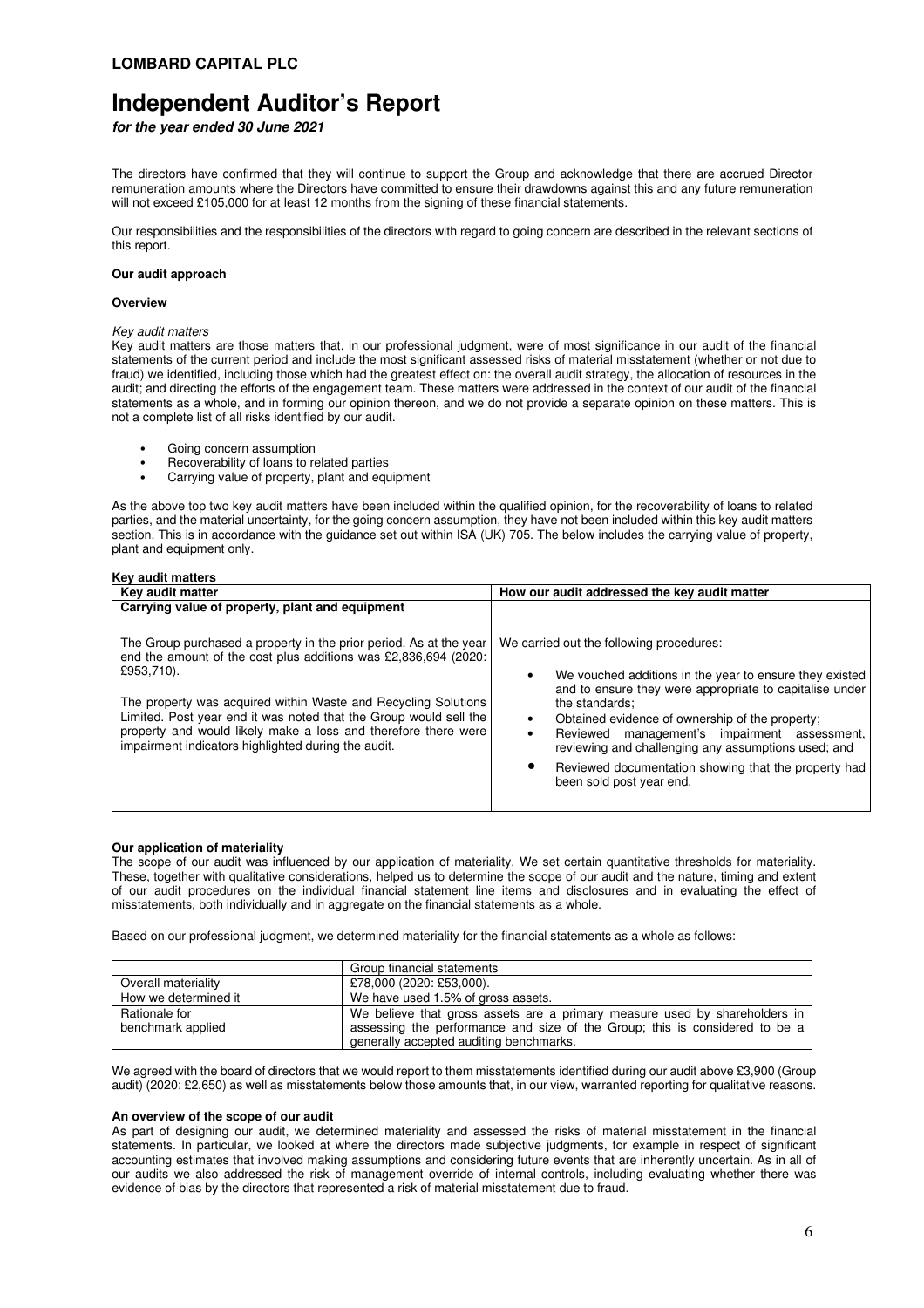## LOMBARD CAPITAL PLC

# Independent Auditor's Report

***for the year ended 30 June 2021***

The directors have confirmed that they will continue to support the Group and acknowledge that there are accrued Director remuneration amounts where the Directors have committed to ensure their drawdowns against this and any future remuneration will not exceed £105,000 for at least 12 months from the signing of these financial statements.

Our responsibilities and the responsibilities of the directors with regard to going concern are described in the relevant sections of this report.

**Our audit approach**

**Overview**

*Key audit matters*

Key audit matters are those matters that, in our professional judgment, were of most significance in our audit of the financial statements of the current period and include the most significant assessed risks of material misstatement (whether or not due to fraud) we identified, including those which had the greatest effect on: the overall audit strategy, the allocation of resources in the audit; and directing the efforts of the engagement team. These matters were addressed in the context of our audit of the financial statements as a whole, and in forming our opinion thereon, and we do not provide a separate opinion on these matters. This is not a complete list of all risks identified by our audit.

- Going concern assumption
- Recoverability of loans to related parties
- Carrying value of property, plant and equipment

As the above top two key audit matters have been included within the qualified opinion, for the recoverability of loans to related parties, and the material uncertainty, for the going concern assumption, they have not been included within this key audit matters section. This is in accordance with the guidance set out within ISA (UK) 705. The below includes the carrying value of property, plant and equipment only.

**Key audit matters**

| Key audit matter | How our audit addressed the key audit matter |
|---|---|
| **Carrying value of property, plant and equipment**<br><br>The Group purchased a property in the prior period. As at the year end the amount of the cost plus additions was £2,836,694 (2020: £953,710).<br><br>The property was acquired within Waste and Recycling Solutions Limited. Post year end it was noted that the Group would sell the property and would likely make a loss and therefore there were impairment indicators highlighted during the audit. | We carried out the following procedures:<br><br>• We vouched additions in the year to ensure they existed and to ensure they were appropriate to capitalise under the standards;<br>• Obtained evidence of ownership of the property;<br>• Reviewed management's impairment assessment, reviewing and challenging any assumptions used; and<br>• Reviewed documentation showing that the property had been sold post year end. |

**Our application of materiality**

The scope of our audit was influenced by our application of materiality. We set certain quantitative thresholds for materiality. These, together with qualitative considerations, helped us to determine the scope of our audit and the nature, timing and extent of our audit procedures on the individual financial statement line items and disclosures and in evaluating the effect of misstatements, both individually and in aggregate on the financial statements as a whole.

Based on our professional judgment, we determined materiality for the financial statements as a whole as follows:

| | Group financial statements |
|---|---|
| Overall materiality | £78,000 (2020: £53,000). |
| How we determined it | We have used 1.5% of gross assets. |
| Rationale for benchmark applied | We believe that gross assets are a primary measure used by shareholders in assessing the performance and size of the Group; this is considered to be a generally accepted auditing benchmarks. |

We agreed with the board of directors that we would report to them misstatements identified during our audit above £3,900 (Group audit) (2020: £2,650) as well as misstatements below those amounts that, in our view, warranted reporting for qualitative reasons.

**An overview of the scope of our audit**

As part of designing our audit, we determined materiality and assessed the risks of material misstatement in the financial statements. In particular, we looked at where the directors made subjective judgments, for example in respect of significant accounting estimates that involved making assumptions and considering future events that are inherently uncertain. As in all of our audits we also addressed the risk of management override of internal controls, including evaluating whether there was evidence of bias by the directors that represented a risk of material misstatement due to fraud.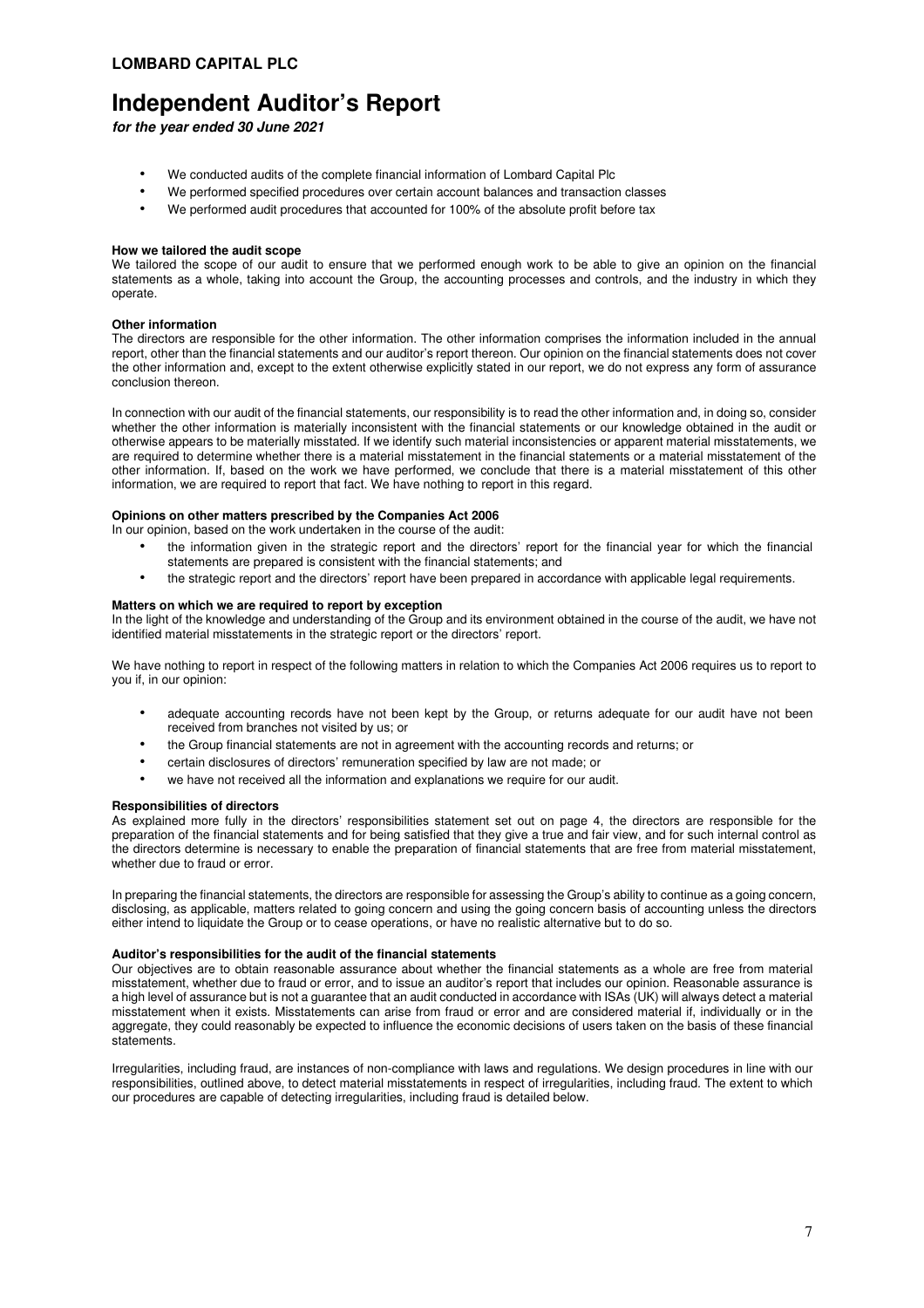- We conducted audits of the complete financial information of Lombard Capital Plc
- We performed specified procedures over certain account balances and transaction classes
- We performed audit procedures that accounted for 100% of the absolute profit before tax

**How we tailored the audit scope**

We tailored the scope of our audit to ensure that we performed enough work to be able to give an opinion on the financial statements as a whole, taking into account the Group, the accounting processes and controls, and the industry in which they operate.

**Other information**

The directors are responsible for the other information. The other information comprises the information included in the annual report, other than the financial statements and our auditor's report thereon. Our opinion on the financial statements does not cover the other information and, except to the extent otherwise explicitly stated in our report, we do not express any form of assurance conclusion thereon.

In connection with our audit of the financial statements, our responsibility is to read the other information and, in doing so, consider whether the other information is materially inconsistent with the financial statements or our knowledge obtained in the audit or otherwise appears to be materially misstated. If we identify such material inconsistencies or apparent material misstatements, we are required to determine whether there is a material misstatement in the financial statements or a material misstatement of the other information. If, based on the work we have performed, we conclude that there is a material misstatement of this other information, we are required to report that fact. We have nothing to report in this regard.

**Opinions on other matters prescribed by the Companies Act 2006**

In our opinion, based on the work undertaken in the course of the audit:

- the information given in the strategic report and the directors' report for the financial year for which the financial statements are prepared is consistent with the financial statements; and
- the strategic report and the directors' report have been prepared in accordance with applicable legal requirements.

**Matters on which we are required to report by exception**

In the light of the knowledge and understanding of the Group and its environment obtained in the course of the audit, we have not identified material misstatements in the strategic report or the directors' report.

We have nothing to report in respect of the following matters in relation to which the Companies Act 2006 requires us to report to you if, in our opinion:

- adequate accounting records have not been kept by the Group, or returns adequate for our audit have not been received from branches not visited by us; or
- the Group financial statements are not in agreement with the accounting records and returns; or
- certain disclosures of directors' remuneration specified by law are not made; or
- we have not received all the information and explanations we require for our audit.

**Responsibilities of directors**

As explained more fully in the directors' responsibilities statement set out on page 4, the directors are responsible for the preparation of the financial statements and for being satisfied that they give a true and fair view, and for such internal control as the directors determine is necessary to enable the preparation of financial statements that are free from material misstatement, whether due to fraud or error.

In preparing the financial statements, the directors are responsible for assessing the Group's ability to continue as a going concern, disclosing, as applicable, matters related to going concern and using the going concern basis of accounting unless the directors either intend to liquidate the Group or to cease operations, or have no realistic alternative but to do so.

**Auditor's responsibilities for the audit of the financial statements**

Our objectives are to obtain reasonable assurance about whether the financial statements as a whole are free from material misstatement, whether due to fraud or error, and to issue an auditor's report that includes our opinion. Reasonable assurance is a high level of assurance but is not a guarantee that an audit conducted in accordance with ISAs (UK) will always detect a material misstatement when it exists. Misstatements can arise from fraud or error and are considered material if, individually or in the aggregate, they could reasonably be expected to influence the economic decisions of users taken on the basis of these financial statements.

Irregularities, including fraud, are instances of non-compliance with laws and regulations. We design procedures in line with our responsibilities, outlined above, to detect material misstatements in respect of irregularities, including fraud. The extent to which our procedures are capable of detecting irregularities, including fraud is detailed below.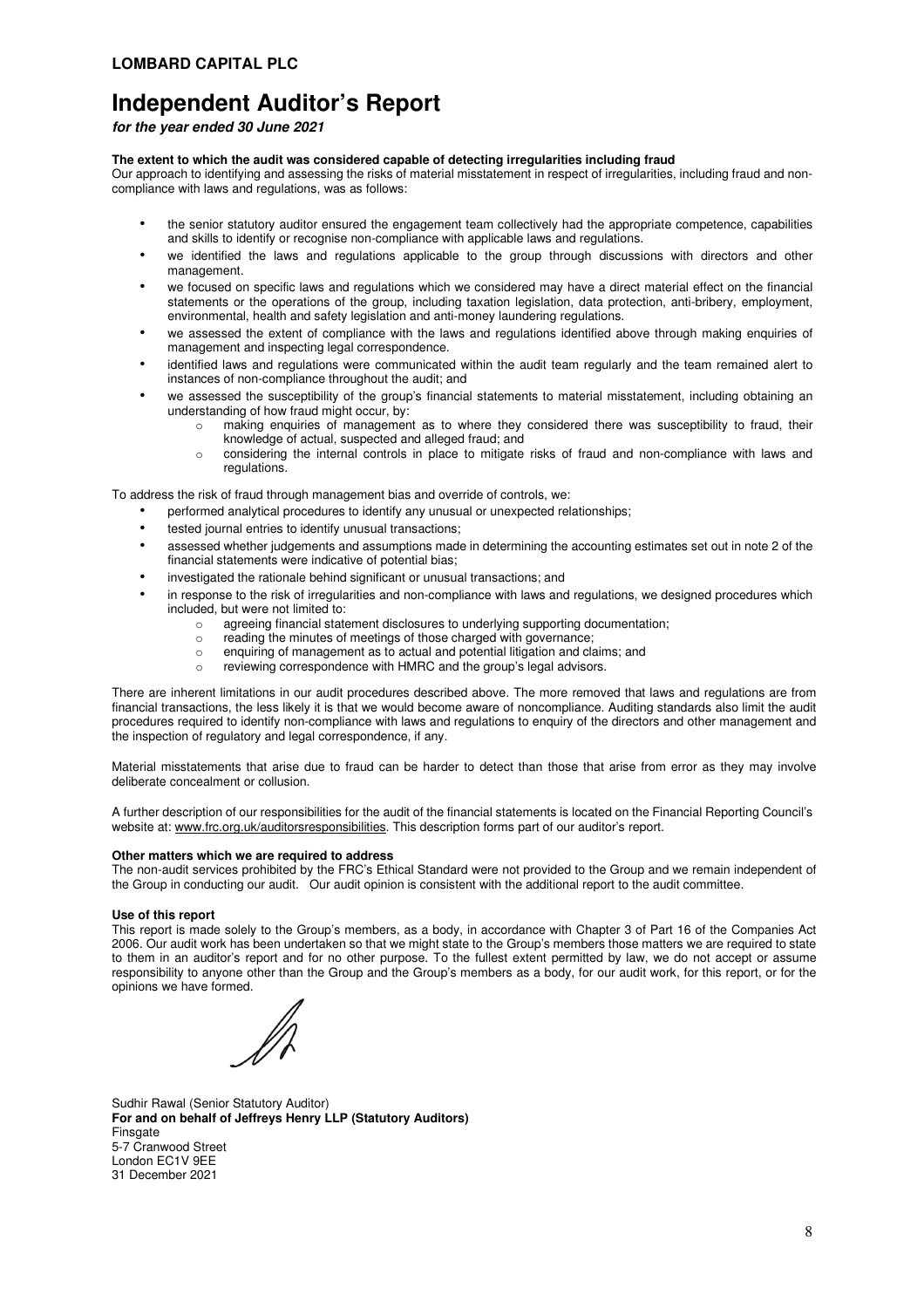# Independent Auditor's Report

***for the year ended 30 June 2021***

**The extent to which the audit was considered capable of detecting irregularities including fraud**

Our approach to identifying and assessing the risks of material misstatement in respect of irregularities, including fraud and non-compliance with laws and regulations, was as follows:

- the senior statutory auditor ensured the engagement team collectively had the appropriate competence, capabilities and skills to identify or recognise non-compliance with applicable laws and regulations.
- we identified the laws and regulations applicable to the group through discussions with directors and other management.
- we focused on specific laws and regulations which we considered may have a direct material effect on the financial statements or the operations of the group, including taxation legislation, data protection, anti-bribery, employment, environmental, health and safety legislation and anti-money laundering regulations.
- we assessed the extent of compliance with the laws and regulations identified above through making enquiries of management and inspecting legal correspondence.
- identified laws and regulations were communicated within the audit team regularly and the team remained alert to instances of non-compliance throughout the audit; and
- we assessed the susceptibility of the group's financial statements to material misstatement, including obtaining an understanding of how fraud might occur, by:
  - making enquiries of management as to where they considered there was susceptibility to fraud, their knowledge of actual, suspected and alleged fraud; and
  - considering the internal controls in place to mitigate risks of fraud and non-compliance with laws and regulations.

To address the risk of fraud through management bias and override of controls, we:

- performed analytical procedures to identify any unusual or unexpected relationships;
- tested journal entries to identify unusual transactions;
- assessed whether judgements and assumptions made in determining the accounting estimates set out in note 2 of the financial statements were indicative of potential bias;
- investigated the rationale behind significant or unusual transactions; and
- in response to the risk of irregularities and non-compliance with laws and regulations, we designed procedures which included, but were not limited to:
  - agreeing financial statement disclosures to underlying supporting documentation;
  - reading the minutes of meetings of those charged with governance;
  - enquiring of management as to actual and potential litigation and claims; and
  - reviewing correspondence with HMRC and the group's legal advisors.

There are inherent limitations in our audit procedures described above. The more removed that laws and regulations are from financial transactions, the less likely it is that we would become aware of noncompliance. Auditing standards also limit the audit procedures required to identify non-compliance with laws and regulations to enquiry of the directors and other management and the inspection of regulatory and legal correspondence, if any.

Material misstatements that arise due to fraud can be harder to detect than those that arise from error as they may involve deliberate concealment or collusion.

A further description of our responsibilities for the audit of the financial statements is located on the Financial Reporting Council's website at: www.frc.org.uk/auditorsresponsibilities. This description forms part of our auditor's report.

**Other matters which we are required to address**

The non-audit services prohibited by the FRC's Ethical Standard were not provided to the Group and we remain independent of the Group in conducting our audit. Our audit opinion is consistent with the additional report to the audit committee.

**Use of this report**

This report is made solely to the Group's members, as a body, in accordance with Chapter 3 of Part 16 of the Companies Act 2006. Our audit work has been undertaken so that we might state to the Group's members those matters we are required to state to them in an auditor's report and for no other purpose. To the fullest extent permitted by law, we do not accept or assume responsibility to anyone other than the Group and the Group's members as a body, for our audit work, for this report, or for the opinions we have formed.

Sudhir Rawal (Senior Statutory Auditor)
**For and on behalf of Jeffreys Henry LLP (Statutory Auditors)**
Finsgate
5-7 Cranwood Street
London EC1V 9EE
31 December 2021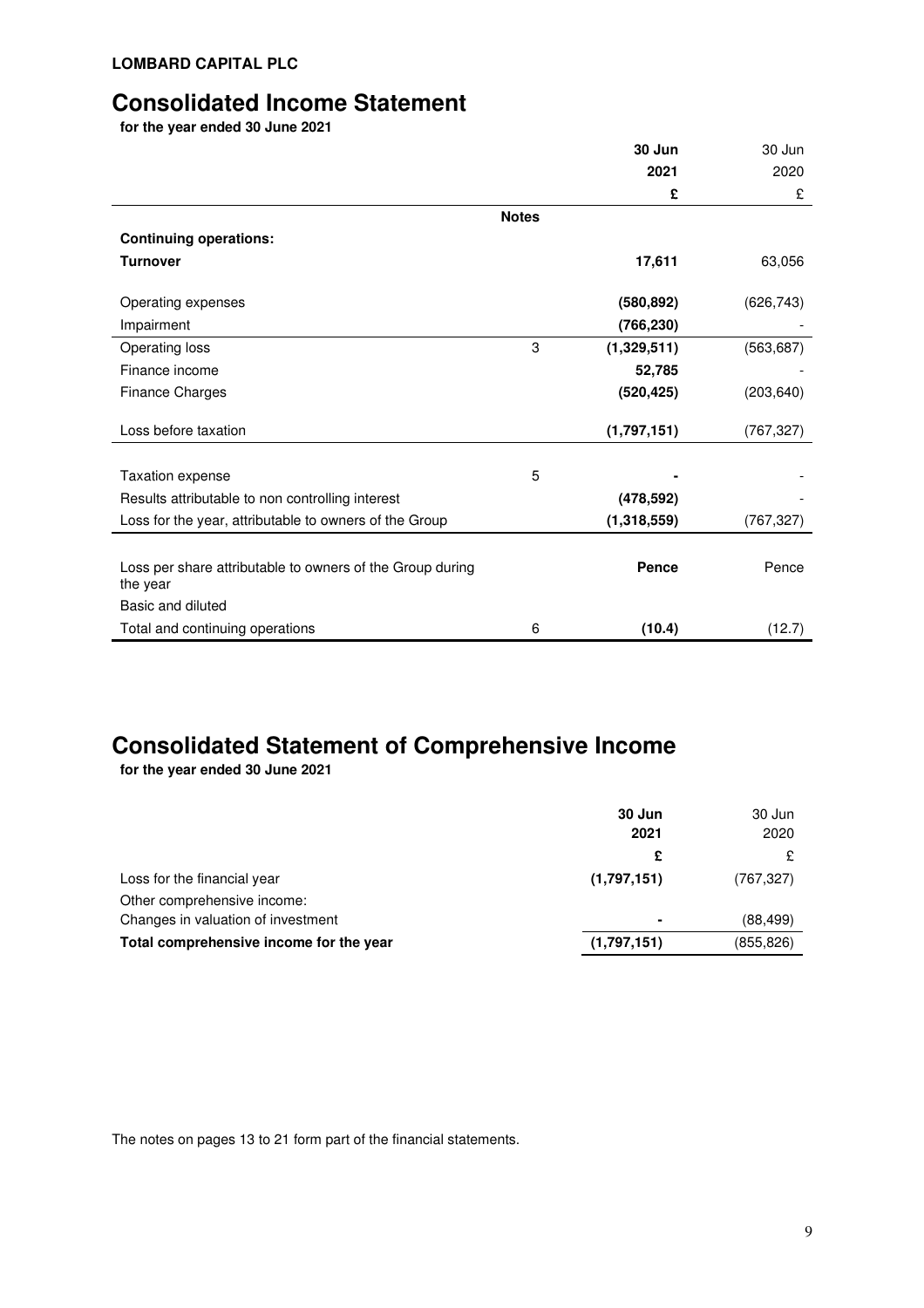**LOMBARD CAPITAL PLC**

# Consolidated Income Statement

**for the year ended 30 June 2021**

| | Notes | **30 Jun 2021 £** | 30 Jun 2020 £ |
|---|---|---|---|
| **Continuing operations:** | | | |
| **Turnover** | | **17,611** | 63,056 |
| Operating expenses | | **(580,892)** | (626,743) |
| Impairment | | **(766,230)** | - |
| Operating loss | 3 | **(1,329,511)** | (563,687) |
| Finance income | | **52,785** | - |
| Finance Charges | | **(520,425)** | (203,640) |
| Loss before taxation | | **(1,797,151)** | (767,327) |
| Taxation expense | 5 | **-** | - |
| Results attributable to non controlling interest | | **(478,592)** | - |
| Loss for the year, attributable to owners of the Group | | **(1,318,559)** | (767,327) |
| Loss per share attributable to owners of the Group during the year | | **Pence** | Pence |
| Basic and diluted | | | |
| Total and continuing operations | 6 | **(10.4)** | (12.7) |

# Consolidated Statement of Comprehensive Income

**for the year ended 30 June 2021**

| | **30 Jun 2021 £** | 30 Jun 2020 £ |
|---|---|---|
| Loss for the financial year | **(1,797,151)** | (767,327) |
| Other comprehensive income: | | |
| Changes in valuation of investment | **-** | (88,499) |
| **Total comprehensive income for the year** | **(1,797,151)** | (855,826) |

The notes on pages 13 to 21 form part of the financial statements.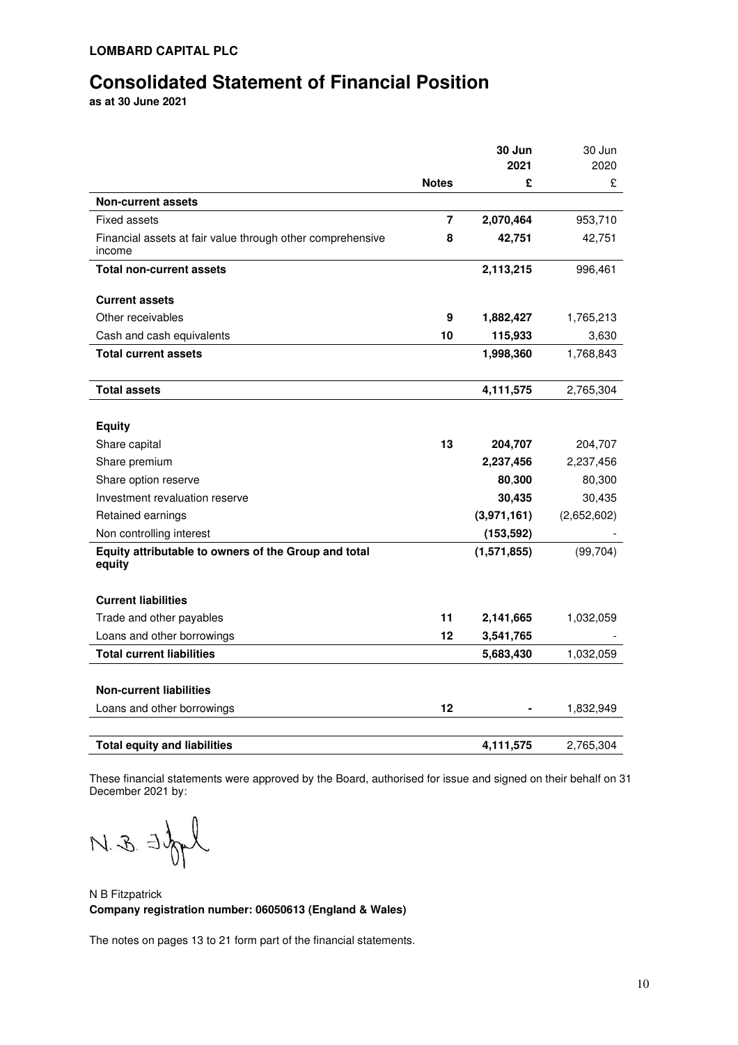**LOMBARD CAPITAL PLC**

# Consolidated Statement of Financial Position

**as at 30 June 2021**

| | Notes | 30 Jun 2021 £ | 30 Jun 2020 £ |
|---|---|---|---|
| **Non-current assets** | | | |
| Fixed assets | 7 | **2,070,464** | 953,710 |
| Financial assets at fair value through other comprehensive income | 8 | **42,751** | 42,751 |
| **Total non-current assets** | | **2,113,215** | 996,461 |
| **Current assets** | | | |
| Other receivables | 9 | **1,882,427** | 1,765,213 |
| Cash and cash equivalents | 10 | **115,933** | 3,630 |
| **Total current assets** | | **1,998,360** | 1,768,843 |
| **Total assets** | | **4,111,575** | 2,765,304 |
| **Equity** | | | |
| Share capital | 13 | **204,707** | 204,707 |
| Share premium | | **2,237,456** | 2,237,456 |
| Share option reserve | | **80,300** | 80,300 |
| Investment revaluation reserve | | **30,435** | 30,435 |
| Retained earnings | | **(3,971,161)** | (2,652,602) |
| Non controlling interest | | **(153,592)** | - |
| **Equity attributable to owners of the Group and total equity** | | **(1,571,855)** | (99,704) |
| **Current liabilities** | | | |
| Trade and other payables | 11 | **2,141,665** | 1,032,059 |
| Loans and other borrowings | 12 | **3,541,765** | - |
| **Total current liabilities** | | **5,683,430** | 1,032,059 |
| **Non-current liabilities** | | | |
| Loans and other borrowings | 12 | **-** | 1,832,949 |
| **Total equity and liabilities** | | **4,111,575** | 2,765,304 |

These financial statements were approved by the Board, authorised for issue and signed on their behalf on 31 December 2021 by:

N B Fitzpatrick

**Company registration number: 06050613 (England & Wales)**

The notes on pages 13 to 21 form part of the financial statements.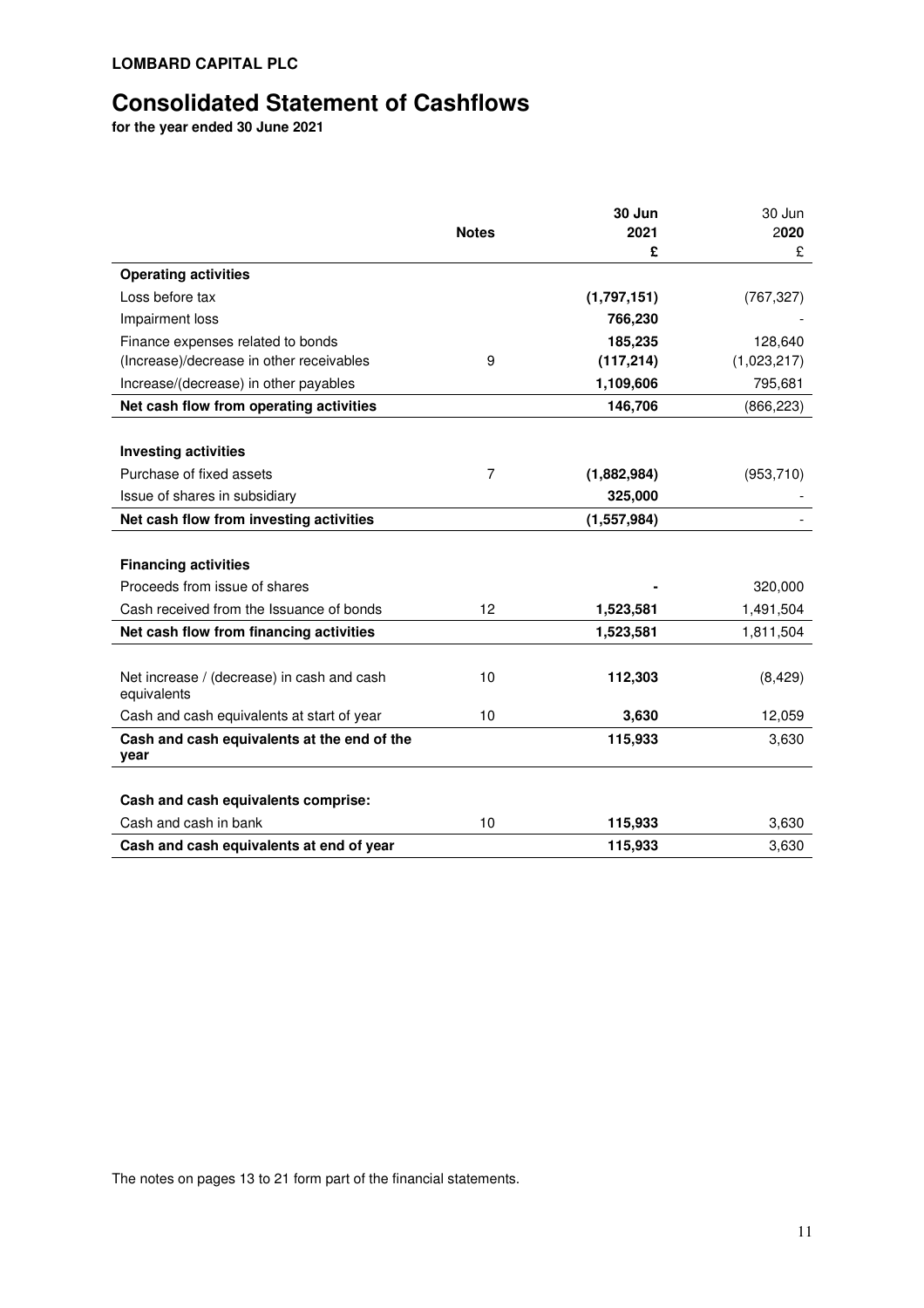**LOMBARD CAPITAL PLC**

# Consolidated Statement of Cashflows

**for the year ended 30 June 2021**

| | Notes | 30 Jun 2021 £ | 30 Jun 2020 £ |
|---|---|---|---|
| **Operating activities** | | | |
| Loss before tax | | **(1,797,151)** | (767,327) |
| Impairment loss | | **766,230** | - |
| Finance expenses related to bonds | | **185,235** | 128,640 |
| (Increase)/decrease in other receivables | 9 | **(117,214)** | (1,023,217) |
| Increase/(decrease) in other payables | | **1,109,606** | 795,681 |
| **Net cash flow from operating activities** | | **146,706** | (866,223) |
| | | | |
| **Investing activities** | | | |
| Purchase of fixed assets | 7 | **(1,882,984)** | (953,710) |
| Issue of shares in subsidiary | | **325,000** | - |
| **Net cash flow from investing activities** | | **(1,557,984)** | - |
| | | | |
| **Financing activities** | | | |
| Proceeds from issue of shares | | **-** | 320,000 |
| Cash received from the Issuance of bonds | 12 | **1,523,581** | 1,491,504 |
| **Net cash flow from financing activities** | | **1,523,581** | 1,811,504 |
| | | | |
| Net increase / (decrease) in cash and cash equivalents | 10 | **112,303** | (8,429) |
| Cash and cash equivalents at start of year | 10 | **3,630** | 12,059 |
| **Cash and cash equivalents at the end of the year** | | **115,933** | 3,630 |
| | | | |
| **Cash and cash equivalents comprise:** | | | |
| Cash and cash in bank | 10 | **115,933** | 3,630 |
| **Cash and cash equivalents at end of year** | | **115,933** | 3,630 |

The notes on pages 13 to 21 form part of the financial statements.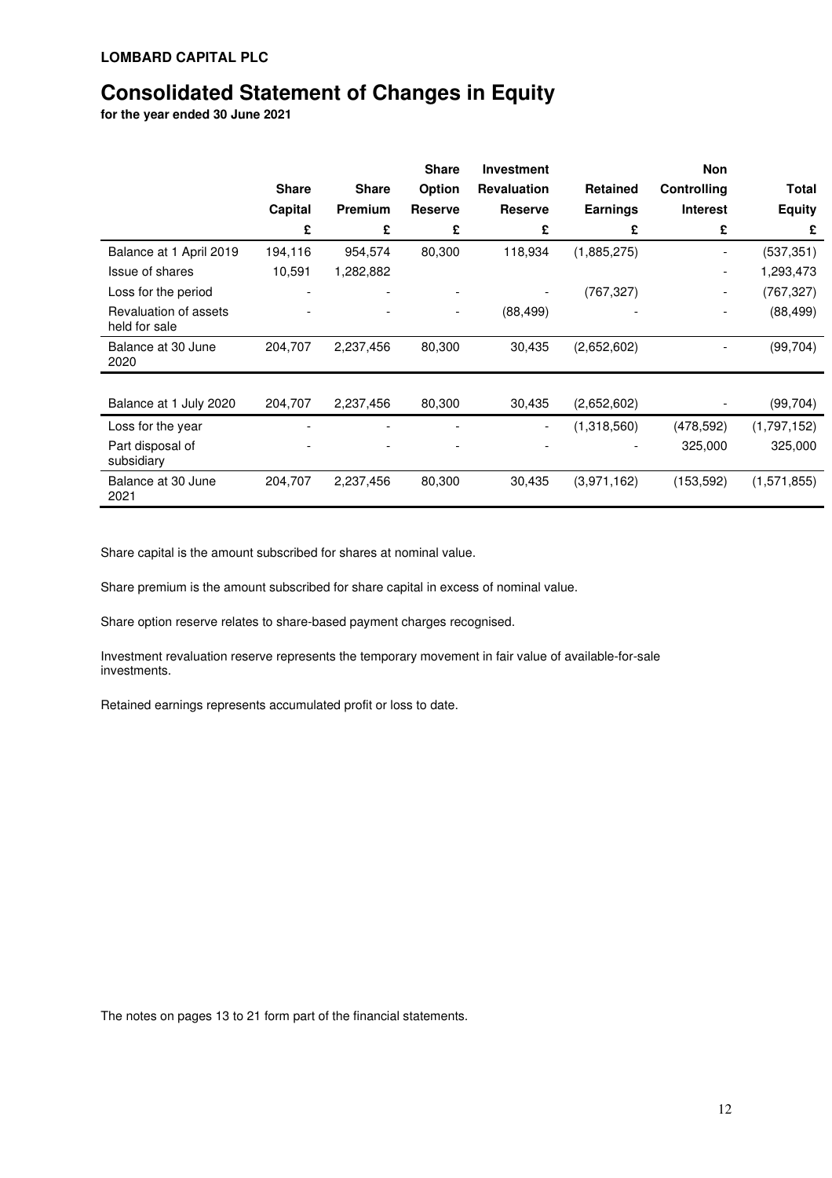**LOMBARD CAPITAL PLC**

# Consolidated Statement of Changes in Equity

**for the year ended 30 June 2021**

| | Share Capital | Share Premium | Share Option Reserve | Investment Revaluation Reserve | Retained Earnings | Non Controlling Interest | Total Equity |
|---|---|---|---|---|---|---|---|
| | £ | £ | £ | £ | £ | £ | £ |
| Balance at 1 April 2019 | 194,116 | 954,574 | 80,300 | 118,934 | (1,885,275) | - | (537,351) |
| Issue of shares | 10,591 | 1,282,882 | | | | - | 1,293,473 |
| Loss for the period | - | - | - | - | (767,327) | - | (767,327) |
| Revaluation of assets held for sale | - | - | - | (88,499) | - | - | (88,499) |
| Balance at 30 June 2020 | 204,707 | 2,237,456 | 80,300 | 30,435 | (2,652,602) | - | (99,704) |
| | | | | | | | |
| Balance at 1 July 2020 | 204,707 | 2,237,456 | 80,300 | 30,435 | (2,652,602) | - | (99,704) |
| Loss for the year | - | - | - | - | (1,318,560) | (478,592) | (1,797,152) |
| Part disposal of subsidiary | - | - | - | - | - | 325,000 | 325,000 |
| Balance at 30 June 2021 | 204,707 | 2,237,456 | 80,300 | 30,435 | (3,971,162) | (153,592) | (1,571,855) |

Share capital is the amount subscribed for shares at nominal value.

Share premium is the amount subscribed for share capital in excess of nominal value.

Share option reserve relates to share-based payment charges recognised.

Investment revaluation reserve represents the temporary movement in fair value of available-for-sale investments.

Retained earnings represents accumulated profit or loss to date.

The notes on pages 13 to 21 form part of the financial statements.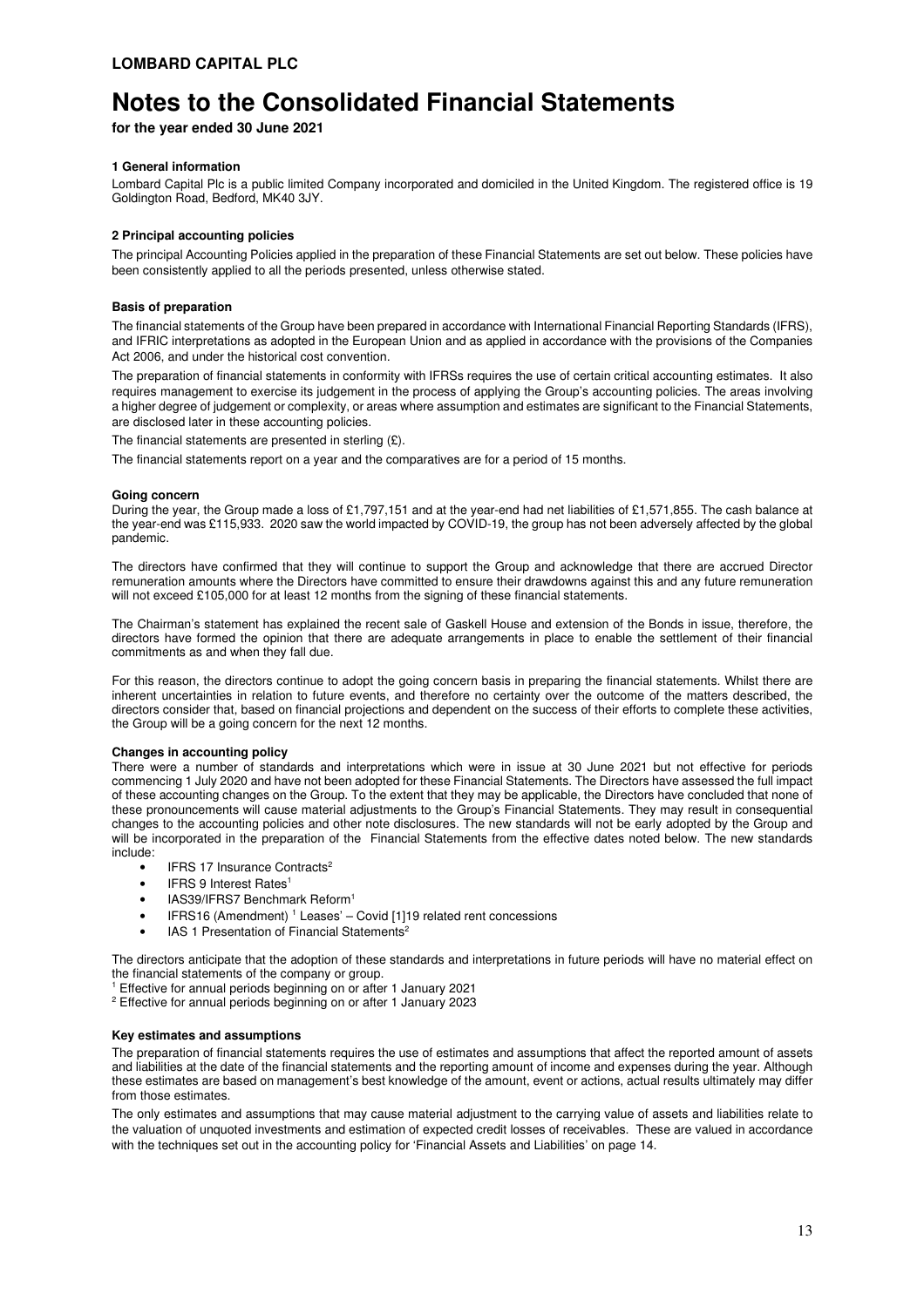**LOMBARD CAPITAL PLC**

# Notes to the Consolidated Financial Statements

**for the year ended 30 June 2021**

### 1 General information

Lombard Capital Plc is a public limited Company incorporated and domiciled in the United Kingdom. The registered office is 19 Goldington Road, Bedford, MK40 3JY.

### 2 Principal accounting policies

The principal Accounting Policies applied in the preparation of these Financial Statements are set out below. These policies have been consistently applied to all the periods presented, unless otherwise stated.

**Basis of preparation**

The financial statements of the Group have been prepared in accordance with International Financial Reporting Standards (IFRS), and IFRIC interpretations as adopted in the European Union and as applied in accordance with the provisions of the Companies Act 2006, and under the historical cost convention.

The preparation of financial statements in conformity with IFRSs requires the use of certain critical accounting estimates. It also requires management to exercise its judgement in the process of applying the Group's accounting policies. The areas involving a higher degree of judgement or complexity, or areas where assumption and estimates are significant to the Financial Statements, are disclosed later in these accounting policies.

The financial statements are presented in sterling (£).

The financial statements report on a year and the comparatives are for a period of 15 months.

**Going concern**

During the year, the Group made a loss of £1,797,151 and at the year-end had net liabilities of £1,571,855. The cash balance at the year-end was £115,933. 2020 saw the world impacted by COVID-19, the group has not been adversely affected by the global pandemic.

The directors have confirmed that they will continue to support the Group and acknowledge that there are accrued Director remuneration amounts where the Directors have committed to ensure their drawdowns against this and any future remuneration will not exceed £105,000 for at least 12 months from the signing of these financial statements.

The Chairman's statement has explained the recent sale of Gaskell House and extension of the Bonds in issue, therefore, the directors have formed the opinion that there are adequate arrangements in place to enable the settlement of their financial commitments as and when they fall due.

For this reason, the directors continue to adopt the going concern basis in preparing the financial statements. Whilst there are inherent uncertainties in relation to future events, and therefore no certainty over the outcome of the matters described, the directors consider that, based on financial projections and dependent on the success of their efforts to complete these activities, the Group will be a going concern for the next 12 months.

**Changes in accounting policy**

There were a number of standards and interpretations which were in issue at 30 June 2021 but not effective for periods commencing 1 July 2020 and have not been adopted for these Financial Statements. The Directors have assessed the full impact of these accounting changes on the Group. To the extent that they may be applicable, the Directors have concluded that none of these pronouncements will cause material adjustments to the Group's Financial Statements. They may result in consequential changes to the accounting policies and other note disclosures. The new standards will not be early adopted by the Group and will be incorporated in the preparation of the Financial Statements from the effective dates noted below. The new standards include:

- IFRS 17 Insurance Contracts[2]
- IFRS 9 Interest Rates[1]
- IAS39/IFRS7 Benchmark Reform[1]
- IFRS16 (Amendment) [1] Leases' – Covid [1]19 related rent concessions
- IAS 1 Presentation of Financial Statements[2]

The directors anticipate that the adoption of these standards and interpretations in future periods will have no material effect on the financial statements of the company or group.

[1] Effective for annual periods beginning on or after 1 January 2021
[2] Effective for annual periods beginning on or after 1 January 2023

**Key estimates and assumptions**

The preparation of financial statements requires the use of estimates and assumptions that affect the reported amount of assets and liabilities at the date of the financial statements and the reporting amount of income and expenses during the year. Although these estimates are based on management's best knowledge of the amount, event or actions, actual results ultimately may differ from those estimates.

The only estimates and assumptions that may cause material adjustment to the carrying value of assets and liabilities relate to the valuation of unquoted investments and estimation of expected credit losses of receivables. These are valued in accordance with the techniques set out in the accounting policy for 'Financial Assets and Liabilities' on page 14.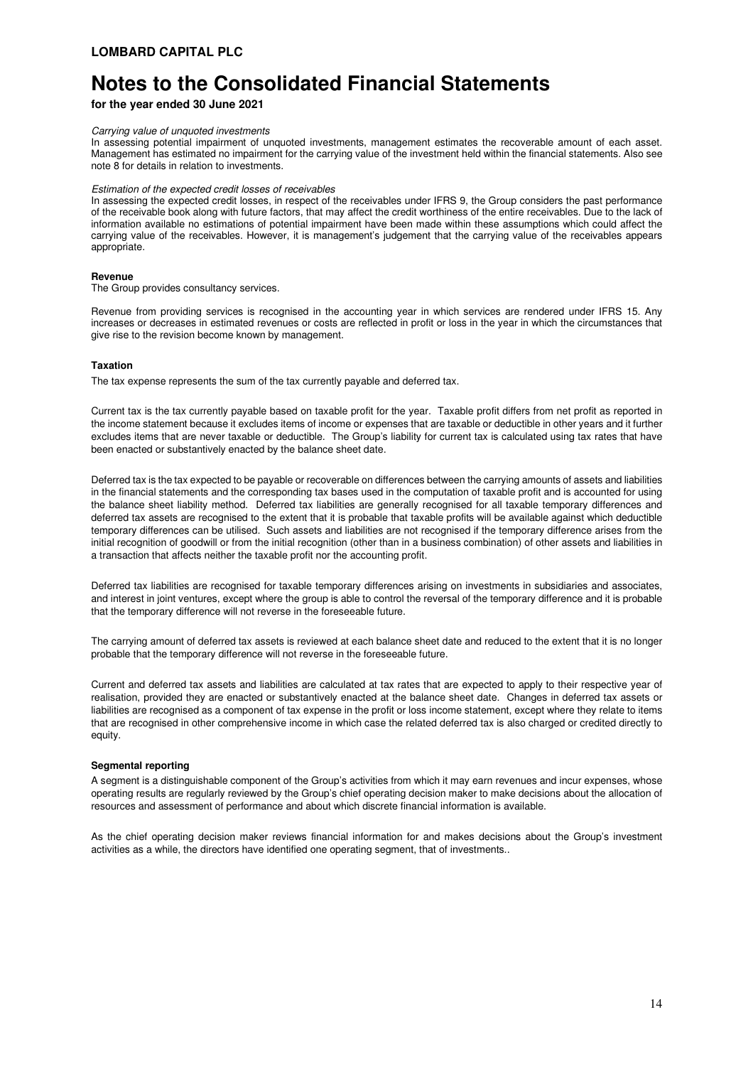**LOMBARD CAPITAL PLC**

# Notes to the Consolidated Financial Statements

**for the year ended 30 June 2021**

*Carrying value of unquoted investments*
In assessing potential impairment of unquoted investments, management estimates the recoverable amount of each asset. Management has estimated no impairment for the carrying value of the investment held within the financial statements. Also see note 8 for details in relation to investments.

*Estimation of the expected credit losses of receivables*
In assessing the expected credit losses, in respect of the receivables under IFRS 9, the Group considers the past performance of the receivable book along with future factors, that may affect the credit worthiness of the entire receivables. Due to the lack of information available no estimations of potential impairment have been made within these assumptions which could affect the carrying value of the receivables. However, it is management's judgement that the carrying value of the receivables appears appropriate.

**Revenue**
The Group provides consultancy services.

Revenue from providing services is recognised in the accounting year in which services are rendered under IFRS 15. Any increases or decreases in estimated revenues or costs are reflected in profit or loss in the year in which the circumstances that give rise to the revision become known by management.

**Taxation**

The tax expense represents the sum of the tax currently payable and deferred tax.

Current tax is the tax currently payable based on taxable profit for the year. Taxable profit differs from net profit as reported in the income statement because it excludes items of income or expenses that are taxable or deductible in other years and it further excludes items that are never taxable or deductible. The Group's liability for current tax is calculated using tax rates that have been enacted or substantively enacted by the balance sheet date.

Deferred tax is the tax expected to be payable or recoverable on differences between the carrying amounts of assets and liabilities in the financial statements and the corresponding tax bases used in the computation of taxable profit and is accounted for using the balance sheet liability method. Deferred tax liabilities are generally recognised for all taxable temporary differences and deferred tax assets are recognised to the extent that it is probable that taxable profits will be available against which deductible temporary differences can be utilised. Such assets and liabilities are not recognised if the temporary difference arises from the initial recognition of goodwill or from the initial recognition (other than in a business combination) of other assets and liabilities in a transaction that affects neither the taxable profit nor the accounting profit.

Deferred tax liabilities are recognised for taxable temporary differences arising on investments in subsidiaries and associates, and interest in joint ventures, except where the group is able to control the reversal of the temporary difference and it is probable that the temporary difference will not reverse in the foreseeable future.

The carrying amount of deferred tax assets is reviewed at each balance sheet date and reduced to the extent that it is no longer probable that the temporary difference will not reverse in the foreseeable future.

Current and deferred tax assets and liabilities are calculated at tax rates that are expected to apply to their respective year of realisation, provided they are enacted or substantively enacted at the balance sheet date. Changes in deferred tax assets or liabilities are recognised as a component of tax expense in the profit or loss income statement, except where they relate to items that are recognised in other comprehensive income in which case the related deferred tax is also charged or credited directly to equity.

**Segmental reporting**
A segment is a distinguishable component of the Group's activities from which it may earn revenues and incur expenses, whose operating results are regularly reviewed by the Group's chief operating decision maker to make decisions about the allocation of resources and assessment of performance and about which discrete financial information is available.

As the chief operating decision maker reviews financial information for and makes decisions about the Group's investment activities as a while, the directors have identified one operating segment, that of investments..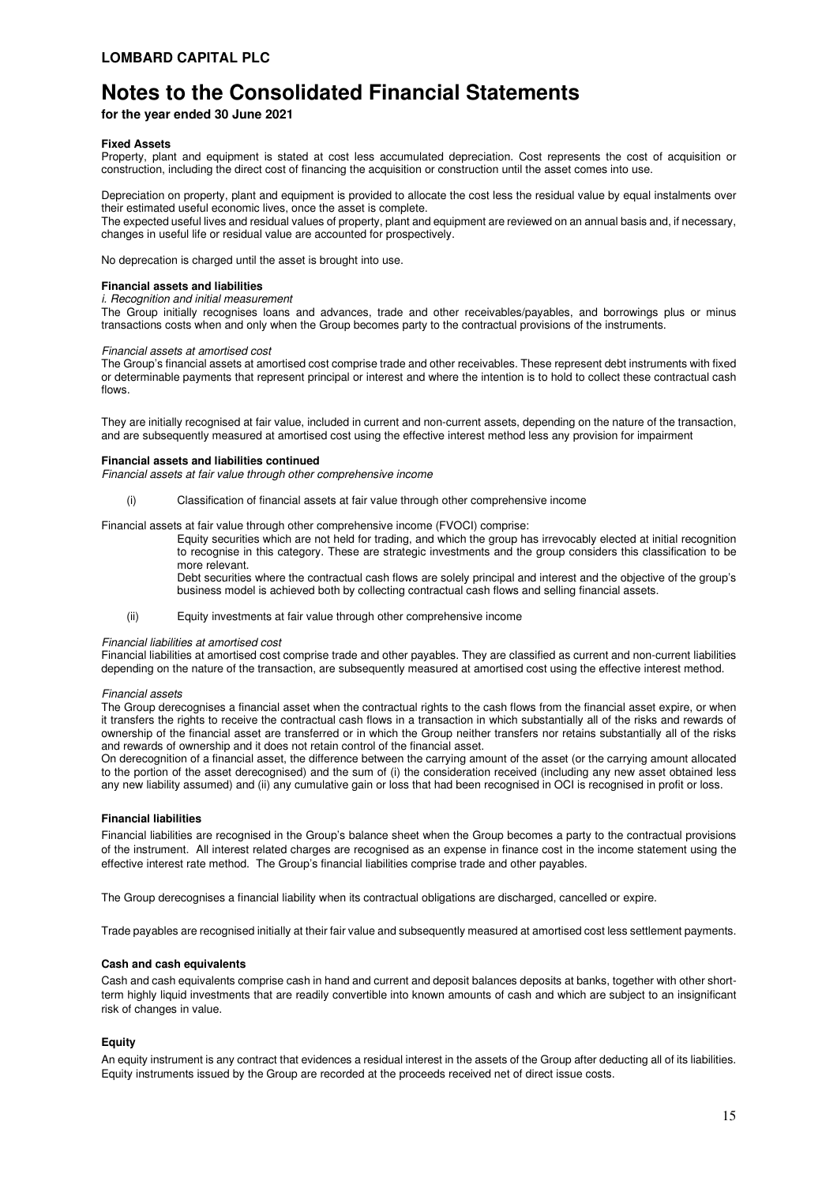# Notes to the Consolidated Financial Statements

**for the year ended 30 June 2021**

**Fixed Assets**

Property, plant and equipment is stated at cost less accumulated depreciation. Cost represents the cost of acquisition or construction, including the direct cost of financing the acquisition or construction until the asset comes into use.

Depreciation on property, plant and equipment is provided to allocate the cost less the residual value by equal instalments over their estimated useful economic lives, once the asset is complete.
The expected useful lives and residual values of property, plant and equipment are reviewed on an annual basis and, if necessary, changes in useful life or residual value are accounted for prospectively.

No deprecation is charged until the asset is brought into use.

**Financial assets and liabilities**

*i. Recognition and initial measurement*

The Group initially recognises loans and advances, trade and other receivables/payables, and borrowings plus or minus transactions costs when and only when the Group becomes party to the contractual provisions of the instruments.

*Financial assets at amortised cost*

The Group's financial assets at amortised cost comprise trade and other receivables. These represent debt instruments with fixed or determinable payments that represent principal or interest and where the intention is to hold to collect these contractual cash flows.

They are initially recognised at fair value, included in current and non-current assets, depending on the nature of the transaction, and are subsequently measured at amortised cost using the effective interest method less any provision for impairment

**Financial assets and liabilities continued**

*Financial assets at fair value through other comprehensive income*

(i) Classification of financial assets at fair value through other comprehensive income

Financial assets at fair value through other comprehensive income (FVOCI) comprise:

Equity securities which are not held for trading, and which the group has irrevocably elected at initial recognition to recognise in this category. These are strategic investments and the group considers this classification to be more relevant.

Debt securities where the contractual cash flows are solely principal and interest and the objective of the group's business model is achieved both by collecting contractual cash flows and selling financial assets.

(ii) Equity investments at fair value through other comprehensive income

*Financial liabilities at amortised cost*

Financial liabilities at amortised cost comprise trade and other payables. They are classified as current and non-current liabilities depending on the nature of the transaction, are subsequently measured at amortised cost using the effective interest method.

*Financial assets*

The Group derecognises a financial asset when the contractual rights to the cash flows from the financial asset expire, or when it transfers the rights to receive the contractual cash flows in a transaction in which substantially all of the risks and rewards of ownership of the financial asset are transferred or in which the Group neither transfers nor retains substantially all of the risks and rewards of ownership and it does not retain control of the financial asset.
On derecognition of a financial asset, the difference between the carrying amount of the asset (or the carrying amount allocated to the portion of the asset derecognised) and the sum of (i) the consideration received (including any new asset obtained less any new liability assumed) and (ii) any cumulative gain or loss that had been recognised in OCI is recognised in profit or loss.

**Financial liabilities**

Financial liabilities are recognised in the Group's balance sheet when the Group becomes a party to the contractual provisions of the instrument. All interest related charges are recognised as an expense in finance cost in the income statement using the effective interest rate method. The Group's financial liabilities comprise trade and other payables.

The Group derecognises a financial liability when its contractual obligations are discharged, cancelled or expire.

Trade payables are recognised initially at their fair value and subsequently measured at amortised cost less settlement payments.

**Cash and cash equivalents**

Cash and cash equivalents comprise cash in hand and current and deposit balances deposits at banks, together with other short-term highly liquid investments that are readily convertible into known amounts of cash and which are subject to an insignificant risk of changes in value.

**Equity**

An equity instrument is any contract that evidences a residual interest in the assets of the Group after deducting all of its liabilities. Equity instruments issued by the Group are recorded at the proceeds received net of direct issue costs.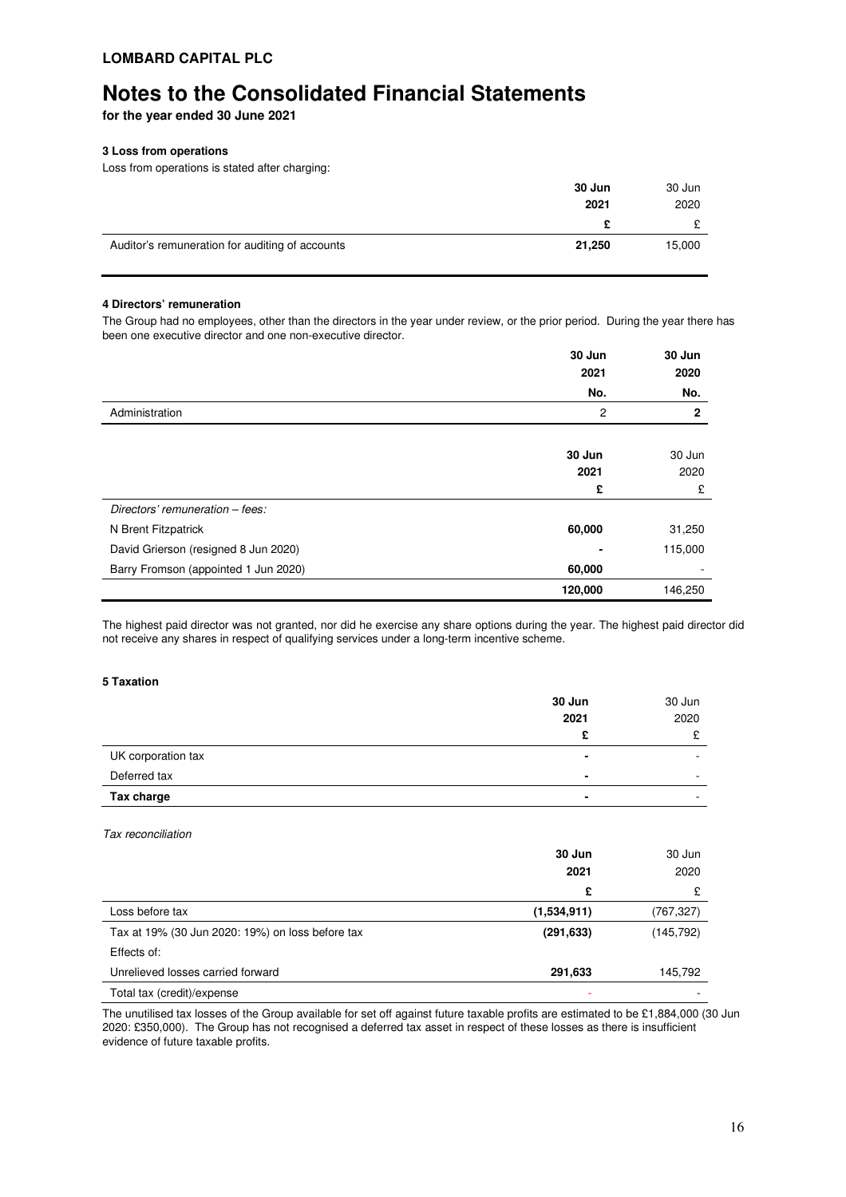**LOMBARD CAPITAL PLC**

# Notes to the Consolidated Financial Statements

**for the year ended 30 June 2021**

### 3 Loss from operations

Loss from operations is stated after charging:

| | 30 Jun 2021 | 30 Jun 2020 |
|---|---|---|
| | £ | £ |
| Auditor's remuneration for auditing of accounts | 21,250 | 15,000 |

### 4 Directors' remuneration

The Group had no employees, other than the directors in the year under review, or the prior period. During the year there has been one executive director and one non-executive director.

| | 30 Jun 2021 | 30 Jun 2020 |
|---|---|---|
| | No. | No. |
| Administration | 2 | 2 |

| | 30 Jun 2021 | 30 Jun 2020 |
|---|---|---|
| | £ | £ |
| *Directors' remuneration – fees:* | | |
| N Brent Fitzpatrick | 60,000 | 31,250 |
| David Grierson (resigned 8 Jun 2020) | - | 115,000 |
| Barry Fromson (appointed 1 Jun 2020) | 60,000 | - |
| | 120,000 | 146,250 |

The highest paid director was not granted, nor did he exercise any share options during the year. The highest paid director did not receive any shares in respect of qualifying services under a long-term incentive scheme.

### 5 Taxation

| | 30 Jun 2021 | 30 Jun 2020 |
|---|---|---|
| | £ | £ |
| UK corporation tax | - | - |
| Deferred tax | - | - |
| **Tax charge** | - | - |

*Tax reconciliation*

| | 30 Jun 2021 | 30 Jun 2020 |
|---|---|---|
| | £ | £ |
| Loss before tax | (1,534,911) | (767,327) |
| Tax at 19% (30 Jun 2020: 19%) on loss before tax | (291,633) | (145,792) |
| Effects of: | | |
| Unrelieved losses carried forward | 291,633 | 145,792 |
| Total tax (credit)/expense | - | - |

The unutilised tax losses of the Group available for set off against future taxable profits are estimated to be £1,884,000 (30 Jun 2020: £350,000). The Group has not recognised a deferred tax asset in respect of these losses as there is insufficient evidence of future taxable profits.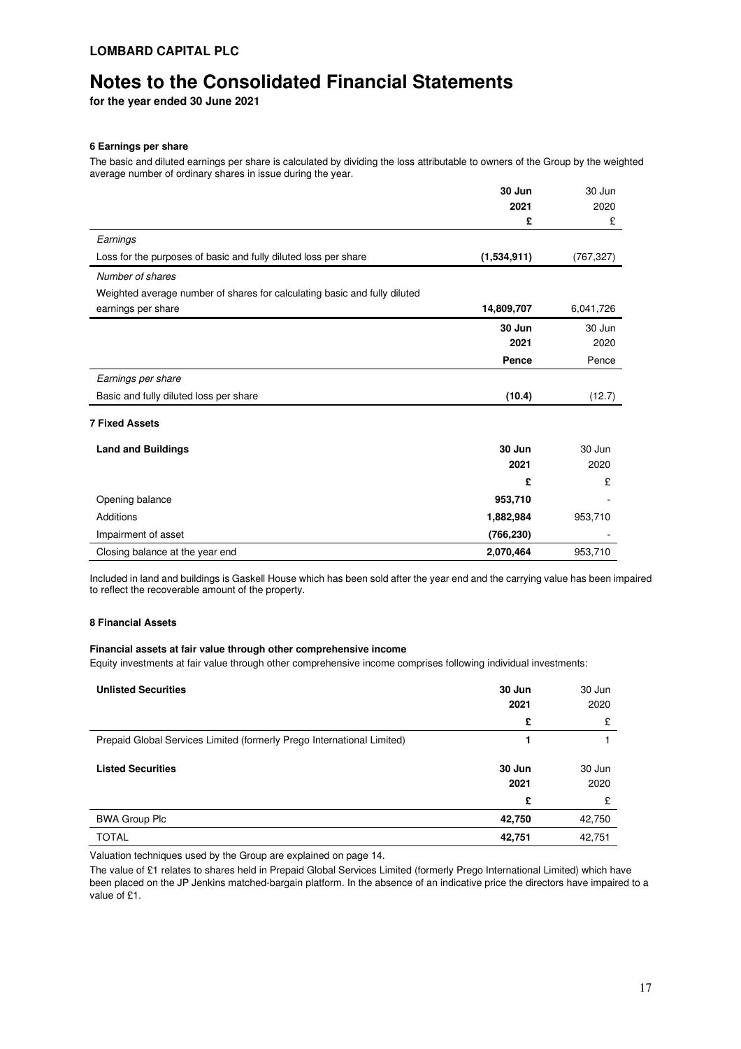**LOMBARD CAPITAL PLC**

# Notes to the Consolidated Financial Statements

**for the year ended 30 June 2021**

### 6 Earnings per share

The basic and diluted earnings per share is calculated by dividing the loss attributable to owners of the Group by the weighted average number of ordinary shares in issue during the year.

| | **30 Jun 2021** | 30 Jun 2020 |
|---|---|---|
| | **£** | £ |
| *Earnings* | | |
| Loss for the purposes of basic and fully diluted loss per share | **(1,534,911)** | (767,327) |
| *Number of shares* | | |
| Weighted average number of shares for calculating basic and fully diluted earnings per share | **14,809,707** | 6,041,726 |

| | **30 Jun 2021** | 30 Jun 2020 |
|---|---|---|
| | **Pence** | Pence |
| *Earnings per share* | | |
| Basic and fully diluted loss per share | **(10.4)** | (12.7) |

### 7 Fixed Assets

| **Land and Buildings** | **30 Jun 2021** | 30 Jun 2020 |
|---|---|---|
| | **£** | £ |
| Opening balance | **953,710** | - |
| Additions | **1,882,984** | 953,710 |
| Impairment of asset | **(766,230)** | - |
| Closing balance at the year end | **2,070,464** | 953,710 |

Included in land and buildings is Gaskell House which has been sold after the year end and the carrying value has been impaired to reflect the recoverable amount of the property.

### 8 Financial Assets

**Financial assets at fair value through other comprehensive income**

Equity investments at fair value through other comprehensive income comprises following individual investments:

| **Unlisted Securities** | **30 Jun 2021** | 30 Jun 2020 |
|---|---|---|
| | **£** | £ |
| Prepaid Global Services Limited (formerly Prego International Limited) | **1** | 1 |

| **Listed Securities** | **30 Jun 2021** | 30 Jun 2020 |
|---|---|---|
| | **£** | £ |
| BWA Group Plc | **42,750** | 42,750 |
| TOTAL | **42,751** | 42,751 |

Valuation techniques used by the Group are explained on page 14.

The value of £1 relates to shares held in Prepaid Global Services Limited (formerly Prego International Limited) which have been placed on the JP Jenkins matched-bargain platform. In the absence of an indicative price the directors have impaired to a value of £1.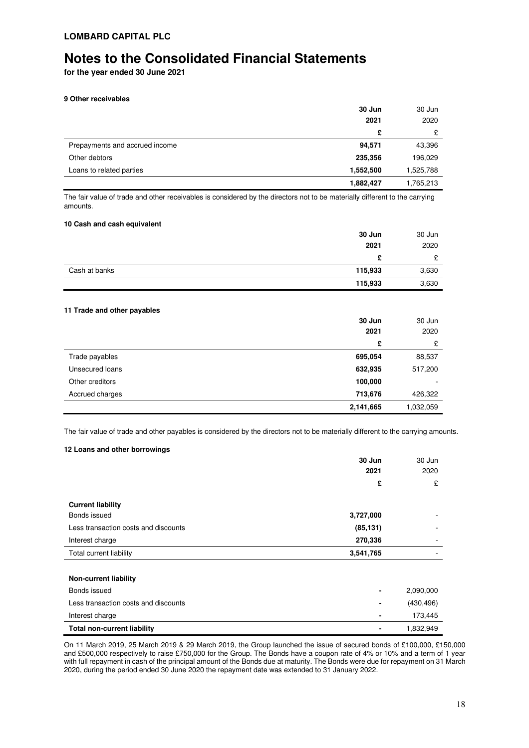**LOMBARD CAPITAL PLC**

# Notes to the Consolidated Financial Statements

**for the year ended 30 June 2021**

### 9 Other receivables

| | **30 Jun 2021** | 30 Jun 2020 |
|---|---|---|
| | **£** | £ |
| Prepayments and accrued income | **94,571** | 43,396 |
| Other debtors | **235,356** | 196,029 |
| Loans to related parties | **1,552,500** | 1,525,788 |
| | **1,882,427** | 1,765,213 |

The fair value of trade and other receivables is considered by the directors not to be materially different to the carrying amounts.

### 10 Cash and cash equivalent

| | **30 Jun 2021** | 30 Jun 2020 |
|---|---|---|
| | **£** | £ |
| Cash at banks | **115,933** | 3,630 |
| | **115,933** | 3,630 |

### 11 Trade and other payables

| | **30 Jun 2021** | 30 Jun 2020 |
|---|---|---|
| | **£** | £ |
| Trade payables | **695,054** | 88,537 |
| Unsecured loans | **632,935** | 517,200 |
| Other creditors | **100,000** | - |
| Accrued charges | **713,676** | 426,322 |
| | **2,141,665** | 1,032,059 |

The fair value of trade and other payables is considered by the directors not to be materially different to the carrying amounts.

### 12 Loans and other borrowings

| | **30 Jun 2021** | 30 Jun 2020 |
|---|---|---|
| | **£** | £ |
| **Current liability** | | |
| Bonds issued | **3,727,000** | - |
| Less transaction costs and discounts | **(85,131)** | - |
| Interest charge | **270,336** | - |
| Total current liability | **3,541,765** | - |
| | | |
| **Non-current liability** | | |
| Bonds issued | **-** | 2,090,000 |
| Less transaction costs and discounts | **-** | (430,496) |
| Interest charge | **-** | 173,445 |
| **Total non-current liability** | **-** | 1,832,949 |

On 11 March 2019, 25 March 2019 & 29 March 2019, the Group launched the issue of secured bonds of £100,000, £150,000 and £500,000 respectively to raise £750,000 for the Group. The Bonds have a coupon rate of 4% or 10% and a term of 1 year with full repayment in cash of the principal amount of the Bonds due at maturity. The Bonds were due for repayment on 31 March 2020, during the period ended 30 June 2020 the repayment date was extended to 31 January 2022.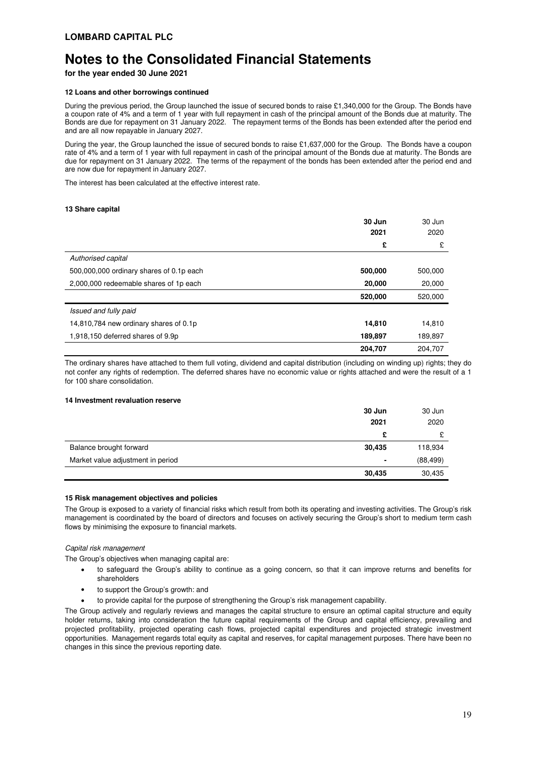**LOMBARD CAPITAL PLC**

# Notes to the Consolidated Financial Statements

**for the year ended 30 June 2021**

#### 12 Loans and other borrowings continued

During the previous period, the Group launched the issue of secured bonds to raise £1,340,000 for the Group. The Bonds have a coupon rate of 4% and a term of 1 year with full repayment in cash of the principal amount of the Bonds due at maturity. The Bonds are due for repayment on 31 January 2022. The repayment terms of the Bonds has been extended after the period end and are all now repayable in January 2027.

During the year, the Group launched the issue of secured bonds to raise £1,637,000 for the Group. The Bonds have a coupon rate of 4% and a term of 1 year with full repayment in cash of the principal amount of the Bonds due at maturity. The Bonds are due for repayment on 31 January 2022. The terms of the repayment of the bonds has been extended after the period end and are now due for repayment in January 2027.

The interest has been calculated at the effective interest rate.

#### 13 Share capital

| | **30 Jun 2021** | 30 Jun 2020 |
|---|---|---|
| | **£** | £ |
| *Authorised capital* | | |
| 500,000,000 ordinary shares of 0.1p each | **500,000** | 500,000 |
| 2,000,000 redeemable shares of 1p each | **20,000** | 20,000 |
| | **520,000** | 520,000 |
| *Issued and fully paid* | | |
| 14,810,784 new ordinary shares of 0.1p | **14,810** | 14,810 |
| 1,918,150 deferred shares of 9.9p | **189,897** | 189,897 |
| | **204,707** | 204,707 |

The ordinary shares have attached to them full voting, dividend and capital distribution (including on winding up) rights; they do not confer any rights of redemption. The deferred shares have no economic value or rights attached and were the result of a 1 for 100 share consolidation.

#### 14 Investment revaluation reserve

| | **30 Jun 2021** | 30 Jun 2020 |
|---|---|---|
| | **£** | £ |
| Balance brought forward | **30,435** | 118,934 |
| Market value adjustment in period | **-** | (88,499) |
| | **30,435** | 30,435 |

#### 15 Risk management objectives and policies

The Group is exposed to a variety of financial risks which result from both its operating and investing activities. The Group's risk management is coordinated by the board of directors and focuses on actively securing the Group's short to medium term cash flows by minimising the exposure to financial markets.

*Capital risk management*

The Group's objectives when managing capital are:

- to safeguard the Group's ability to continue as a going concern, so that it can improve returns and benefits for shareholders
- to support the Group's growth: and
- to provide capital for the purpose of strengthening the Group's risk management capability.

The Group actively and regularly reviews and manages the capital structure to ensure an optimal capital structure and equity holder returns, taking into consideration the future capital requirements of the Group and capital efficiency, prevailing and projected profitability, projected operating cash flows, projected capital expenditures and projected strategic investment opportunities. Management regards total equity as capital and reserves, for capital management purposes. There have been no changes in this since the previous reporting date.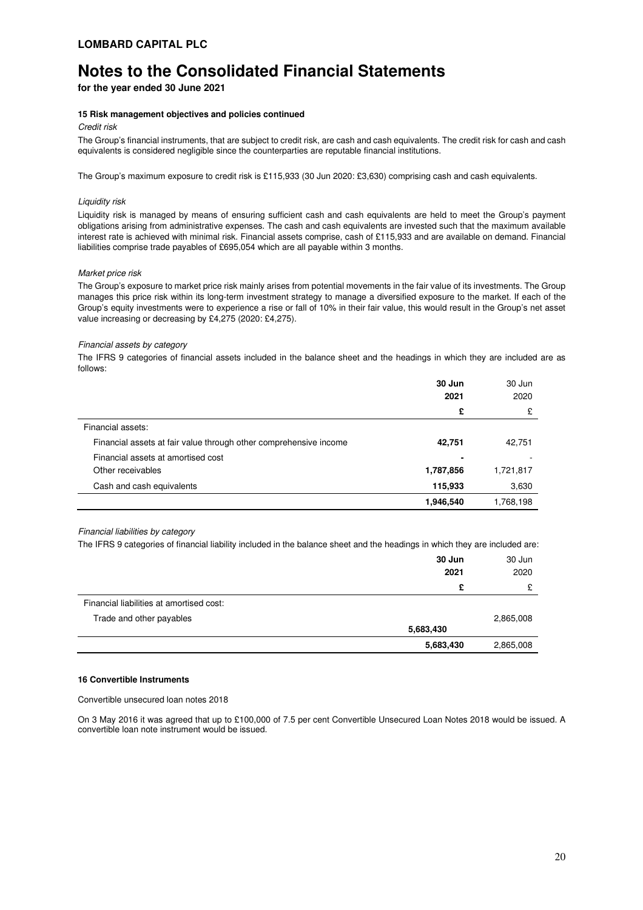**LOMBARD CAPITAL PLC**

# Notes to the Consolidated Financial Statements

**for the year ended 30 June 2021**

### 15 Risk management objectives and policies continued

*Credit risk*

The Group's financial instruments, that are subject to credit risk, are cash and cash equivalents. The credit risk for cash and cash equivalents is considered negligible since the counterparties are reputable financial institutions.

The Group's maximum exposure to credit risk is £115,933 (30 Jun 2020: £3,630) comprising cash and cash equivalents.

*Liquidity risk*

Liquidity risk is managed by means of ensuring sufficient cash and cash equivalents are held to meet the Group's payment obligations arising from administrative expenses. The cash and cash equivalents are invested such that the maximum available interest rate is achieved with minimal risk. Financial assets comprise, cash of £115,933 and are available on demand. Financial liabilities comprise trade payables of £695,054 which are all payable within 3 months.

*Market price risk*

The Group's exposure to market price risk mainly arises from potential movements in the fair value of its investments. The Group manages this price risk within its long-term investment strategy to manage a diversified exposure to the market. If each of the Group's equity investments were to experience a rise or fall of 10% in their fair value, this would result in the Group's net asset value increasing or decreasing by £4,275 (2020: £4,275).

*Financial assets by category*

The IFRS 9 categories of financial assets included in the balance sheet and the headings in which they are included are as follows:

| | **30 Jun 2021** | 30 Jun 2020 |
|---|---|---|
| | **£** | £ |
| Financial assets: | | |
| Financial assets at fair value through other comprehensive income | **42,751** | 42,751 |
| Financial assets at amortised cost | **-** | - |
| Other receivables | **1,787,856** | 1,721,817 |
| Cash and cash equivalents | **115,933** | 3,630 |
| | **1,946,540** | 1,768,198 |

*Financial liabilities by category*

The IFRS 9 categories of financial liability included in the balance sheet and the headings in which they are included are:

| | **30 Jun 2021** | 30 Jun 2020 |
|---|---|---|
| | **£** | £ |
| Financial liabilities at amortised cost: | | |
| Trade and other payables | **5,683,430** | 2,865,008 |
| | **5,683,430** | 2,865,008 |

### 16 Convertible Instruments

Convertible unsecured loan notes 2018

On 3 May 2016 it was agreed that up to £100,000 of 7.5 per cent Convertible Unsecured Loan Notes 2018 would be issued. A convertible loan note instrument would be issued.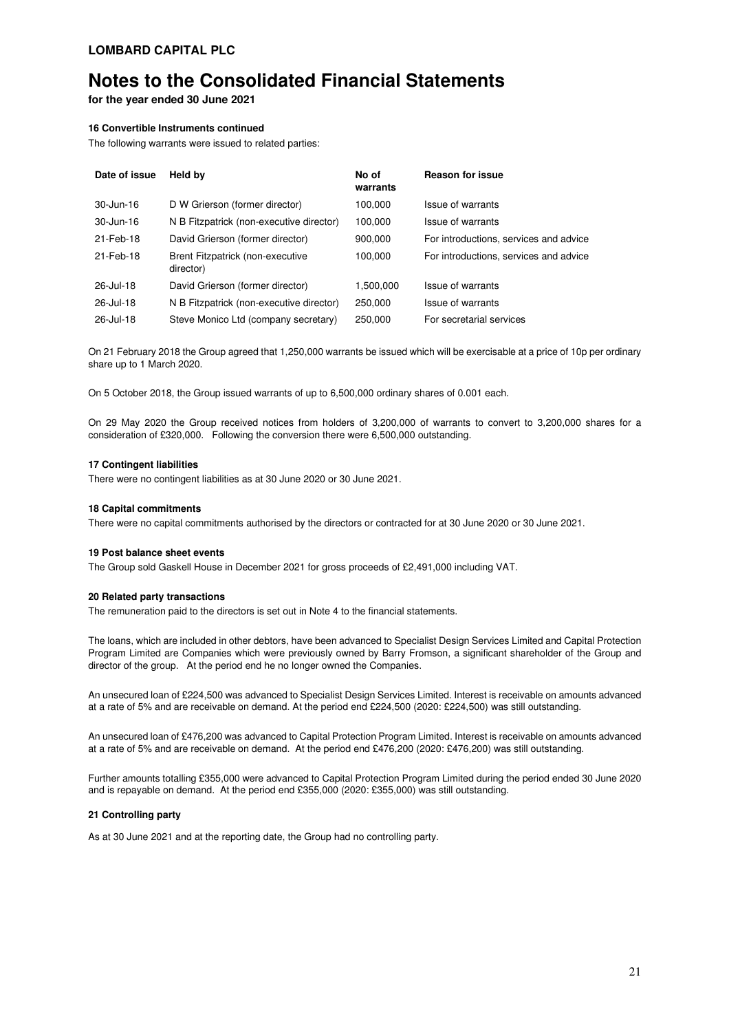**LOMBARD CAPITAL PLC**

# Notes to the Consolidated Financial Statements

**for the year ended 30 June 2021**

### 16 Convertible Instruments continued

The following warrants were issued to related parties:

| Date of issue | Held by | No of warrants | Reason for issue |
|---|---|---|---|
| 30-Jun-16 | D W Grierson (former director) | 100,000 | Issue of warrants |
| 30-Jun-16 | N B Fitzpatrick (non-executive director) | 100,000 | Issue of warrants |
| 21-Feb-18 | David Grierson (former director) | 900,000 | For introductions, services and advice |
| 21-Feb-18 | Brent Fitzpatrick (non-executive director) | 100,000 | For introductions, services and advice |
| 26-Jul-18 | David Grierson (former director) | 1,500,000 | Issue of warrants |
| 26-Jul-18 | N B Fitzpatrick (non-executive director) | 250,000 | Issue of warrants |
| 26-Jul-18 | Steve Monico Ltd (company secretary) | 250,000 | For secretarial services |

On 21 February 2018 the Group agreed that 1,250,000 warrants be issued which will be exercisable at a price of 10p per ordinary share up to 1 March 2020.

On 5 October 2018, the Group issued warrants of up to 6,500,000 ordinary shares of 0.001 each.

On 29 May 2020 the Group received notices from holders of 3,200,000 of warrants to convert to 3,200,000 shares for a consideration of £320,000. Following the conversion there were 6,500,000 outstanding.

### 17 Contingent liabilities

There were no contingent liabilities as at 30 June 2020 or 30 June 2021.

### 18 Capital commitments

There were no capital commitments authorised by the directors or contracted for at 30 June 2020 or 30 June 2021.

### 19 Post balance sheet events

The Group sold Gaskell House in December 2021 for gross proceeds of £2,491,000 including VAT.

### 20 Related party transactions

The remuneration paid to the directors is set out in Note 4 to the financial statements.

The loans, which are included in other debtors, have been advanced to Specialist Design Services Limited and Capital Protection Program Limited are Companies which were previously owned by Barry Fromson, a significant shareholder of the Group and director of the group. At the period end he no longer owned the Companies.

An unsecured loan of £224,500 was advanced to Specialist Design Services Limited. Interest is receivable on amounts advanced at a rate of 5% and are receivable on demand. At the period end £224,500 (2020: £224,500) was still outstanding.

An unsecured loan of £476,200 was advanced to Capital Protection Program Limited. Interest is receivable on amounts advanced at a rate of 5% and are receivable on demand. At the period end £476,200 (2020: £476,200) was still outstanding.

Further amounts totalling £355,000 were advanced to Capital Protection Program Limited during the period ended 30 June 2020 and is repayable on demand. At the period end £355,000 (2020: £355,000) was still outstanding.

### 21 Controlling party

As at 30 June 2021 and at the reporting date, the Group had no controlling party.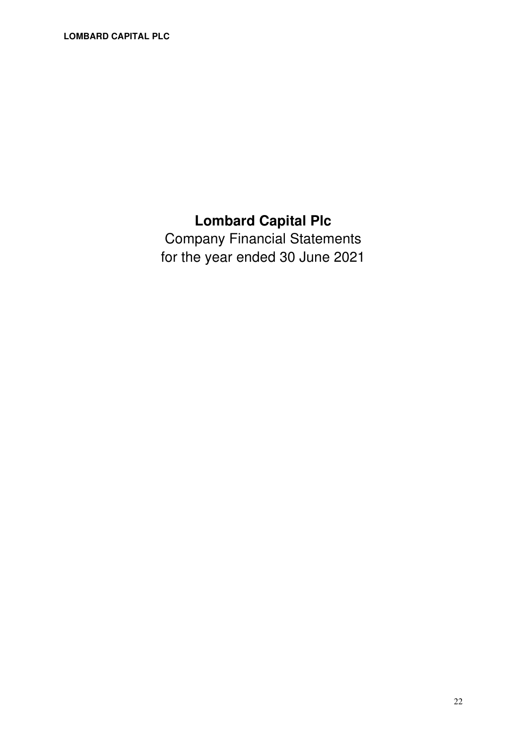# Lombard Capital Plc

Company Financial Statements
for the year ended 30 June 2021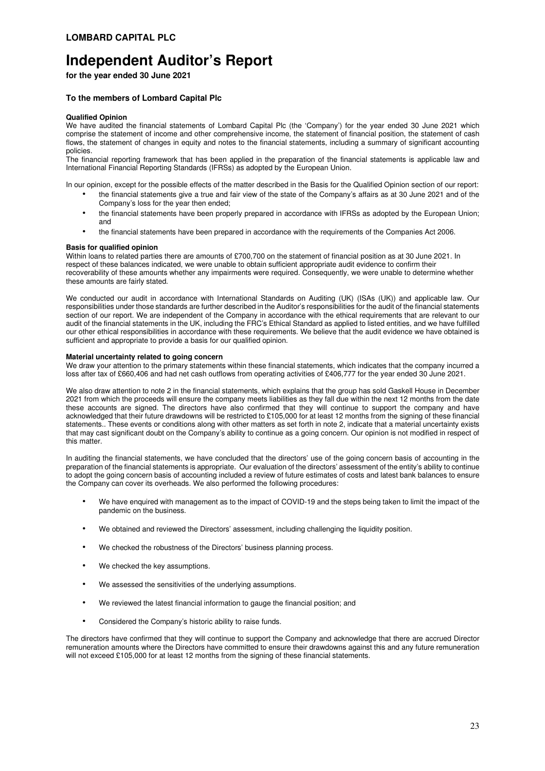# LOMBARD CAPITAL PLC

# Independent Auditor's Report

**for the year ended 30 June 2021**

### To the members of Lombard Capital Plc

**Qualified Opinion**

We have audited the financial statements of Lombard Capital Plc (the 'Company') for the year ended 30 June 2021 which comprise the statement of income and other comprehensive income, the statement of financial position, the statement of cash flows, the statement of changes in equity and notes to the financial statements, including a summary of significant accounting policies.

The financial reporting framework that has been applied in the preparation of the financial statements is applicable law and International Financial Reporting Standards (IFRSs) as adopted by the European Union.

In our opinion, except for the possible effects of the matter described in the Basis for the Qualified Opinion section of our report:

- the financial statements give a true and fair view of the state of the Company's affairs as at 30 June 2021 and of the Company's loss for the year then ended;
- the financial statements have been properly prepared in accordance with IFRSs as adopted by the European Union; and
- the financial statements have been prepared in accordance with the requirements of the Companies Act 2006.

**Basis for qualified opinion**

Within loans to related parties there are amounts of £700,700 on the statement of financial position as at 30 June 2021. In respect of these balances indicated, we were unable to obtain sufficient appropriate audit evidence to confirm their recoverability of these amounts whether any impairments were required. Consequently, we were unable to determine whether these amounts are fairly stated.

We conducted our audit in accordance with International Standards on Auditing (UK) (ISAs (UK)) and applicable law. Our responsibilities under those standards are further described in the Auditor's responsibilities for the audit of the financial statements section of our report. We are independent of the Company in accordance with the ethical requirements that are relevant to our audit of the financial statements in the UK, including the FRC's Ethical Standard as applied to listed entities, and we have fulfilled our other ethical responsibilities in accordance with these requirements. We believe that the audit evidence we have obtained is sufficient and appropriate to provide a basis for our qualified opinion.

**Material uncertainty related to going concern**

We draw your attention to the primary statements within these financial statements, which indicates that the company incurred a loss after tax of £660,406 and had net cash outflows from operating activities of £406,777 for the year ended 30 June 2021.

We also draw attention to note 2 in the financial statements, which explains that the group has sold Gaskell House in December 2021 from which the proceeds will ensure the company meets liabilities as they fall due within the next 12 months from the date these accounts are signed. The directors have also confirmed that they will continue to support the company and have acknowledged that their future drawdowns will be restricted to £105,000 for at least 12 months from the signing of these financial statements.. These events or conditions along with other matters as set forth in note 2, indicate that a material uncertainty exists that may cast significant doubt on the Company's ability to continue as a going concern. Our opinion is not modified in respect of this matter.

In auditing the financial statements, we have concluded that the directors' use of the going concern basis of accounting in the preparation of the financial statements is appropriate. Our evaluation of the directors' assessment of the entity's ability to continue to adopt the going concern basis of accounting included a review of future estimates of costs and latest bank balances to ensure the Company can cover its overheads. We also performed the following procedures:

- We have enquired with management as to the impact of COVID-19 and the steps being taken to limit the impact of the pandemic on the business.
- We obtained and reviewed the Directors' assessment, including challenging the liquidity position.
- We checked the robustness of the Directors' business planning process.
- We checked the key assumptions.
- We assessed the sensitivities of the underlying assumptions.
- We reviewed the latest financial information to gauge the financial position; and
- Considered the Company's historic ability to raise funds.

The directors have confirmed that they will continue to support the Company and acknowledge that there are accrued Director remuneration amounts where the Directors have committed to ensure their drawdowns against this and any future remuneration will not exceed £105,000 for at least 12 months from the signing of these financial statements.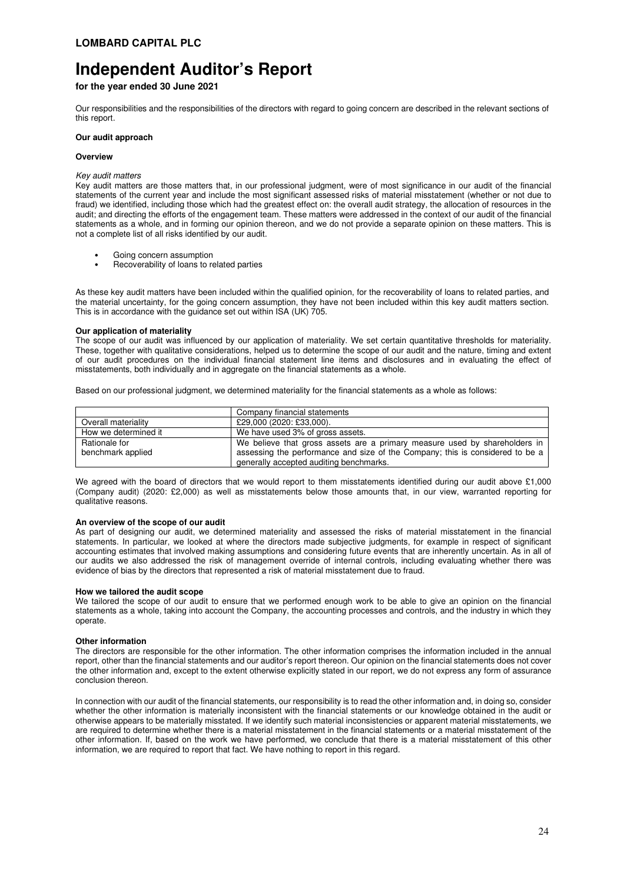# Independent Auditor's Report

**for the year ended 30 June 2021**

Our responsibilities and the responsibilities of the directors with regard to going concern are described in the relevant sections of this report.

**Our audit approach**

**Overview**

*Key audit matters*

Key audit matters are those matters that, in our professional judgment, were of most significance in our audit of the financial statements of the current year and include the most significant assessed risks of material misstatement (whether or not due to fraud) we identified, including those which had the greatest effect on: the overall audit strategy, the allocation of resources in the audit; and directing the efforts of the engagement team. These matters were addressed in the context of our audit of the financial statements as a whole, and in forming our opinion thereon, and we do not provide a separate opinion on these matters. This is not a complete list of all risks identified by our audit.

- Going concern assumption
- Recoverability of loans to related parties

As these key audit matters have been included within the qualified opinion, for the recoverability of loans to related parties, and the material uncertainty, for the going concern assumption, they have not been included within this key audit matters section. This is in accordance with the guidance set out within ISA (UK) 705.

**Our application of materiality**

The scope of our audit was influenced by our application of materiality. We set certain quantitative thresholds for materiality. These, together with qualitative considerations, helped us to determine the scope of our audit and the nature, timing and extent of our audit procedures on the individual financial statement line items and disclosures and in evaluating the effect of misstatements, both individually and in aggregate on the financial statements as a whole.

Based on our professional judgment, we determined materiality for the financial statements as a whole as follows:

| | Company financial statements |
|---|---|
| Overall materiality | £29,000 (2020: £33,000). |
| How we determined it | We have used 3% of gross assets. |
| Rationale for benchmark applied | We believe that gross assets are a primary measure used by shareholders in assessing the performance and size of the Company; this is considered to be a generally accepted auditing benchmarks. |

We agreed with the board of directors that we would report to them misstatements identified during our audit above £1,000 (Company audit) (2020: £2,000) as well as misstatements below those amounts that, in our view, warranted reporting for qualitative reasons.

**An overview of the scope of our audit**

As part of designing our audit, we determined materiality and assessed the risks of material misstatement in the financial statements. In particular, we looked at where the directors made subjective judgments, for example in respect of significant accounting estimates that involved making assumptions and considering future events that are inherently uncertain. As in all of our audits we also addressed the risk of management override of internal controls, including evaluating whether there was evidence of bias by the directors that represented a risk of material misstatement due to fraud.

**How we tailored the audit scope**

We tailored the scope of our audit to ensure that we performed enough work to be able to give an opinion on the financial statements as a whole, taking into account the Company, the accounting processes and controls, and the industry in which they operate.

**Other information**

The directors are responsible for the other information. The other information comprises the information included in the annual report, other than the financial statements and our auditor's report thereon. Our opinion on the financial statements does not cover the other information and, except to the extent otherwise explicitly stated in our report, we do not express any form of assurance conclusion thereon.

In connection with our audit of the financial statements, our responsibility is to read the other information and, in doing so, consider whether the other information is materially inconsistent with the financial statements or our knowledge obtained in the audit or otherwise appears to be materially misstated. If we identify such material inconsistencies or apparent material misstatements, we are required to determine whether there is a material misstatement in the financial statements or a material misstatement of the other information. If, based on the work we have performed, we conclude that there is a material misstatement of this other information, we are required to report that fact. We have nothing to report in this regard.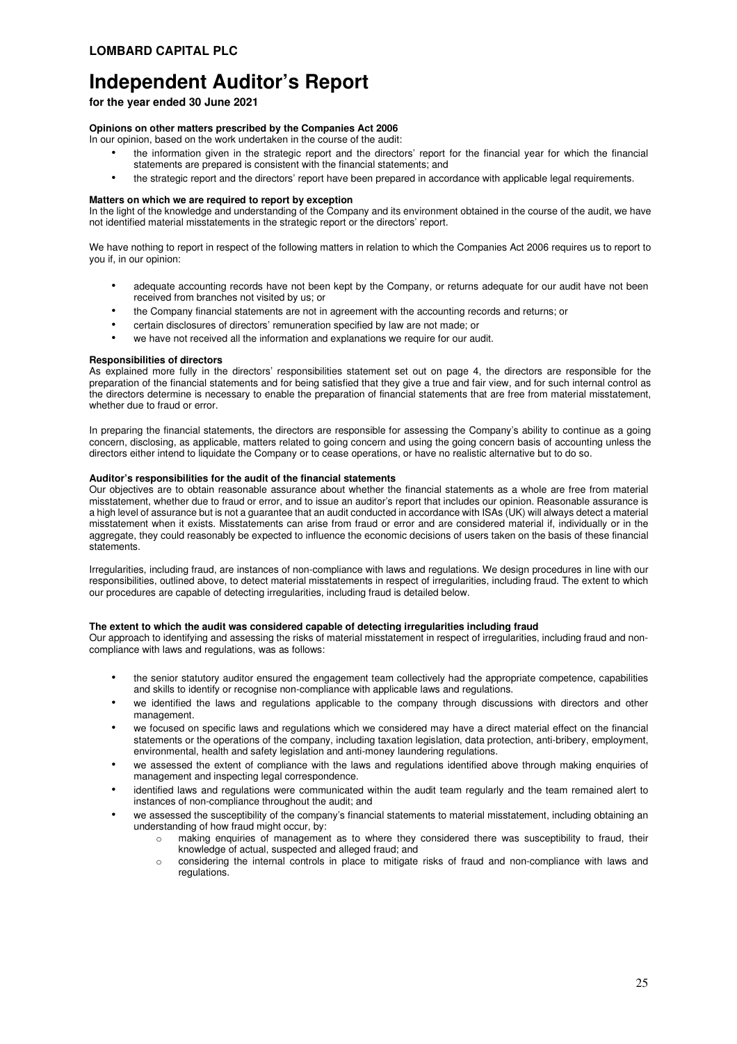# Independent Auditor's Report

**for the year ended 30 June 2021**

**Opinions on other matters prescribed by the Companies Act 2006**

In our opinion, based on the work undertaken in the course of the audit:

- the information given in the strategic report and the directors' report for the financial year for which the financial statements are prepared is consistent with the financial statements; and
- the strategic report and the directors' report have been prepared in accordance with applicable legal requirements.

**Matters on which we are required to report by exception**

In the light of the knowledge and understanding of the Company and its environment obtained in the course of the audit, we have not identified material misstatements in the strategic report or the directors' report.

We have nothing to report in respect of the following matters in relation to which the Companies Act 2006 requires us to report to you if, in our opinion:

- adequate accounting records have not been kept by the Company, or returns adequate for our audit have not been received from branches not visited by us; or
- the Company financial statements are not in agreement with the accounting records and returns; or
- certain disclosures of directors' remuneration specified by law are not made; or
- we have not received all the information and explanations we require for our audit.

**Responsibilities of directors**

As explained more fully in the directors' responsibilities statement set out on page 4, the directors are responsible for the preparation of the financial statements and for being satisfied that they give a true and fair view, and for such internal control as the directors determine is necessary to enable the preparation of financial statements that are free from material misstatement, whether due to fraud or error.

In preparing the financial statements, the directors are responsible for assessing the Company's ability to continue as a going concern, disclosing, as applicable, matters related to going concern and using the going concern basis of accounting unless the directors either intend to liquidate the Company or to cease operations, or have no realistic alternative but to do so.

**Auditor's responsibilities for the audit of the financial statements**

Our objectives are to obtain reasonable assurance about whether the financial statements as a whole are free from material misstatement, whether due to fraud or error, and to issue an auditor's report that includes our opinion. Reasonable assurance is a high level of assurance but is not a guarantee that an audit conducted in accordance with ISAs (UK) will always detect a material misstatement when it exists. Misstatements can arise from fraud or error and are considered material if, individually or in the aggregate, they could reasonably be expected to influence the economic decisions of users taken on the basis of these financial statements.

Irregularities, including fraud, are instances of non-compliance with laws and regulations. We design procedures in line with our responsibilities, outlined above, to detect material misstatements in respect of irregularities, including fraud. The extent to which our procedures are capable of detecting irregularities, including fraud is detailed below.

**The extent to which the audit was considered capable of detecting irregularities including fraud**

Our approach to identifying and assessing the risks of material misstatement in respect of irregularities, including fraud and non-compliance with laws and regulations, was as follows:

- the senior statutory auditor ensured the engagement team collectively had the appropriate competence, capabilities and skills to identify or recognise non-compliance with applicable laws and regulations.
- we identified the laws and regulations applicable to the company through discussions with directors and other management.
- we focused on specific laws and regulations which we considered may have a direct material effect on the financial statements or the operations of the company, including taxation legislation, data protection, anti-bribery, employment, environmental, health and safety legislation and anti-money laundering regulations.
- we assessed the extent of compliance with the laws and regulations identified above through making enquiries of management and inspecting legal correspondence.
- identified laws and regulations were communicated within the audit team regularly and the team remained alert to instances of non-compliance throughout the audit; and
- we assessed the susceptibility of the company's financial statements to material misstatement, including obtaining an understanding of how fraud might occur, by:
  - making enquiries of management as to where they considered there was susceptibility to fraud, their knowledge of actual, suspected and alleged fraud; and
  - considering the internal controls in place to mitigate risks of fraud and non-compliance with laws and regulations.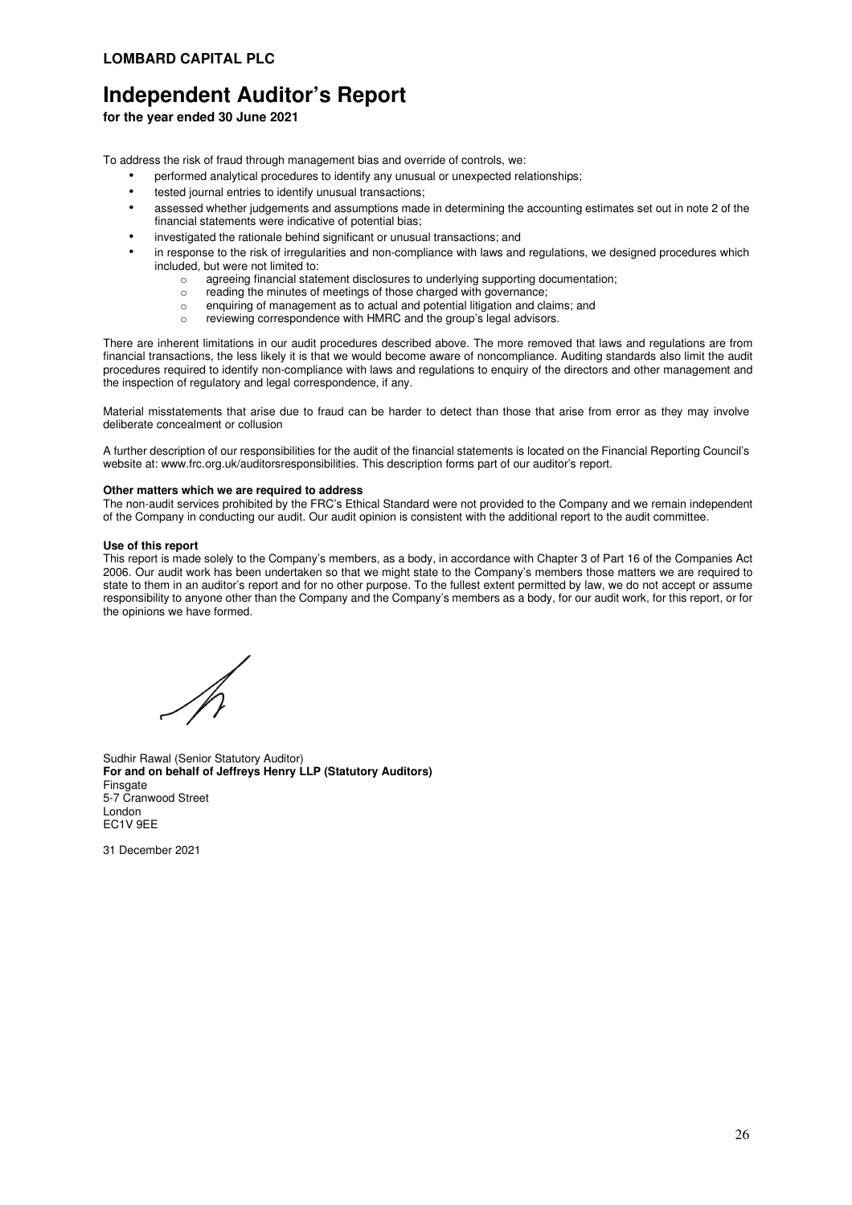**LOMBARD CAPITAL PLC**

# Independent Auditor's Report

**for the year ended 30 June 2021**

To address the risk of fraud through management bias and override of controls, we:

- performed analytical procedures to identify any unusual or unexpected relationships;
- tested journal entries to identify unusual transactions;
- assessed whether judgements and assumptions made in determining the accounting estimates set out in note 2 of the financial statements were indicative of potential bias;
- investigated the rationale behind significant or unusual transactions; and
- in response to the risk of irregularities and non-compliance with laws and regulations, we designed procedures which included, but were not limited to:
  - agreeing financial statement disclosures to underlying supporting documentation;
  - reading the minutes of meetings of those charged with governance;
  - enquiring of management as to actual and potential litigation and claims; and
  - reviewing correspondence with HMRC and the group's legal advisors.

There are inherent limitations in our audit procedures described above. The more removed that laws and regulations are from financial transactions, the less likely it is that we would become aware of noncompliance. Auditing standards also limit the audit procedures required to identify non-compliance with laws and regulations to enquiry of the directors and other management and the inspection of regulatory and legal correspondence, if any.

Material misstatements that arise due to fraud can be harder to detect than those that arise from error as they may involve deliberate concealment or collusion

A further description of our responsibilities for the audit of the financial statements is located on the Financial Reporting Council's website at: www.frc.org.uk/auditorsresponsibilities. This description forms part of our auditor's report.

**Other matters which we are required to address**

The non-audit services prohibited by the FRC's Ethical Standard were not provided to the Company and we remain independent of the Company in conducting our audit. Our audit opinion is consistent with the additional report to the audit committee.

**Use of this report**

This report is made solely to the Company's members, as a body, in accordance with Chapter 3 of Part 16 of the Companies Act 2006. Our audit work has been undertaken so that we might state to the Company's members those matters we are required to state to them in an auditor's report and for no other purpose. To the fullest extent permitted by law, we do not accept or assume responsibility to anyone other than the Company and the Company's members as a body, for our audit work, for this report, or for the opinions we have formed.

Sudhir Rawal (Senior Statutory Auditor)
**For and on behalf of Jeffreys Henry LLP (Statutory Auditors)**
Finsgate
5-7 Cranwood Street
London
EC1V 9EE

31 December 2021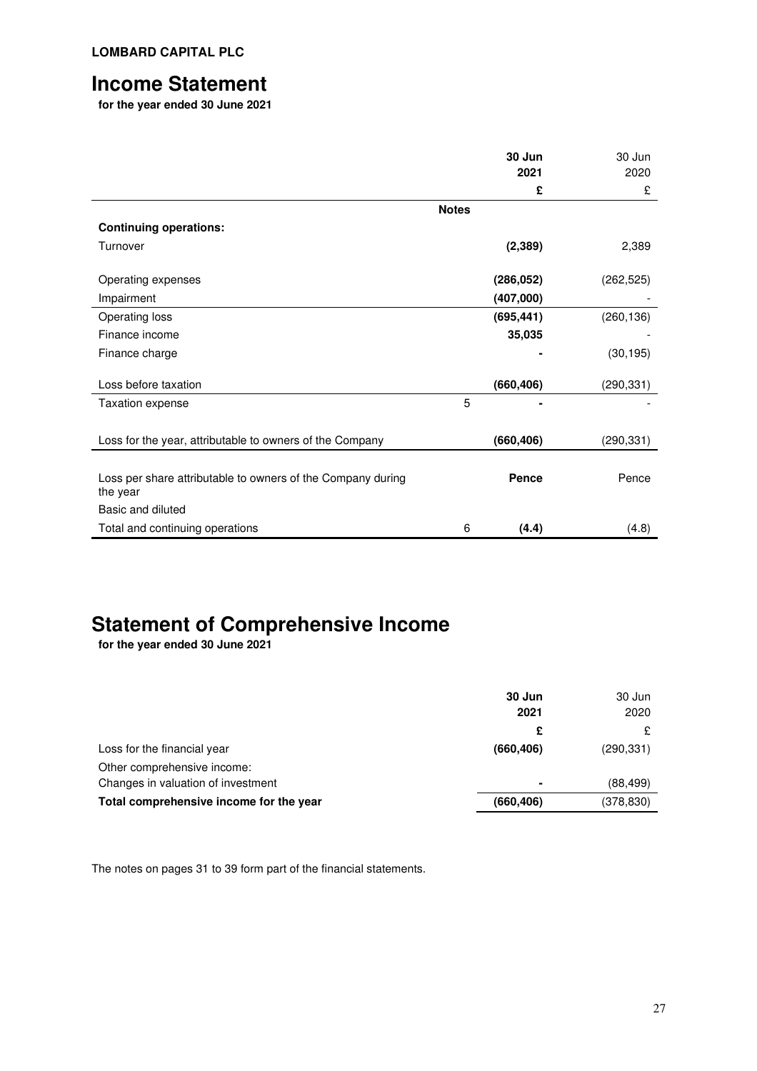**LOMBARD CAPITAL PLC**

# Income Statement

**for the year ended 30 June 2021**

| | Notes | 30 Jun 2021 £ | 30 Jun 2020 £ |
|---|---|---|---|
| **Continuing operations:** | | | |
| Turnover | | **(2,389)** | 2,389 |
| Operating expenses | | **(286,052)** | (262,525) |
| Impairment | | **(407,000)** | - |
| Operating loss | | **(695,441)** | (260,136) |
| Finance income | | **35,035** | - |
| Finance charge | | **-** | (30,195) |
| Loss before taxation | | **(660,406)** | (290,331) |
| Taxation expense | 5 | **-** | - |
| Loss for the year, attributable to owners of the Company | | **(660,406)** | (290,331) |
| Loss per share attributable to owners of the Company during the year | | **Pence** | Pence |
| Basic and diluted | | | |
| Total and continuing operations | 6 | **(4.4)** | (4.8) |

# Statement of Comprehensive Income

**for the year ended 30 June 2021**

| | 30 Jun 2021 £ | 30 Jun 2020 £ |
|---|---|---|
| Loss for the financial year | **(660,406)** | (290,331) |
| Other comprehensive income: | | |
| Changes in valuation of investment | **-** | (88,499) |
| **Total comprehensive income for the year** | **(660,406)** | (378,830) |

The notes on pages 31 to 39 form part of the financial statements.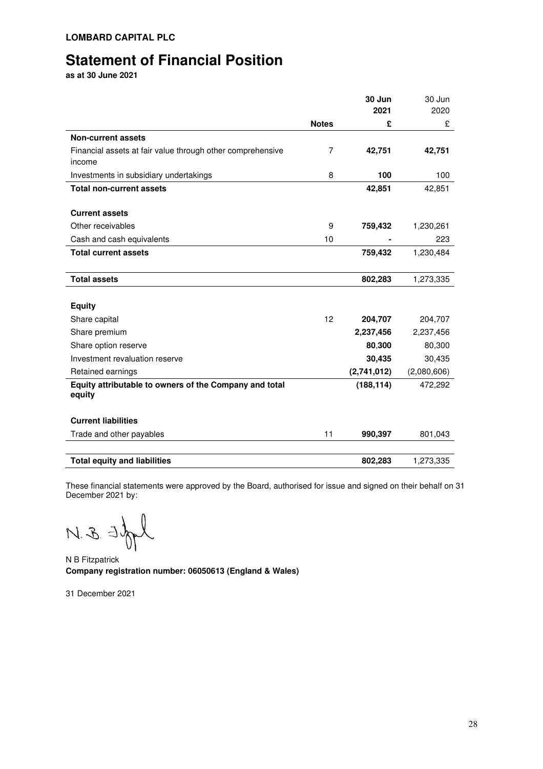**LOMBARD CAPITAL PLC**

# Statement of Financial Position

**as at 30 June 2021**

| | Notes | 30 Jun 2021 £ | 30 Jun 2020 £ |
|---|---|---|---|
| **Non-current assets** | | | |
| Financial assets at fair value through other comprehensive income | 7 | **42,751** | **42,751** |
| Investments in subsidiary undertakings | 8 | **100** | 100 |
| **Total non-current assets** | | **42,851** | 42,851 |
| | | | |
| **Current assets** | | | |
| Other receivables | 9 | **759,432** | 1,230,261 |
| Cash and cash equivalents | 10 | **-** | 223 |
| **Total current assets** | | **759,432** | 1,230,484 |
| | | | |
| **Total assets** | | **802,283** | 1,273,335 |
| | | | |
| **Equity** | | | |
| Share capital | 12 | **204,707** | 204,707 |
| Share premium | | **2,237,456** | 2,237,456 |
| Share option reserve | | **80,300** | 80,300 |
| Investment revaluation reserve | | **30,435** | 30,435 |
| Retained earnings | | **(2,741,012)** | (2,080,606) |
| **Equity attributable to owners of the Company and total equity** | | **(188,114)** | 472,292 |
| | | | |
| **Current liabilities** | | | |
| Trade and other payables | 11 | **990,397** | 801,043 |
| | | | |
| **Total equity and liabilities** | | **802,283** | 1,273,335 |

These financial statements were approved by the Board, authorised for issue and signed on their behalf on 31 December 2021 by:

N B Fitzpatrick

**Company registration number: 06050613 (England & Wales)**

31 December 2021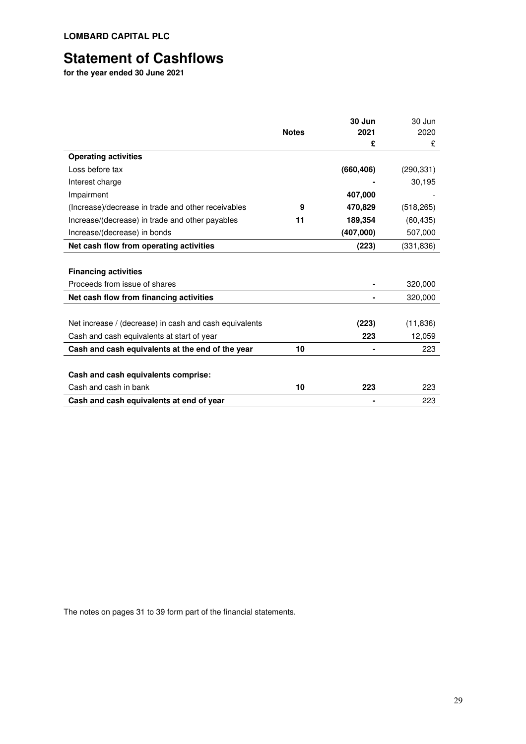**LOMBARD CAPITAL PLC**

# Statement of Cashflows

**for the year ended 30 June 2021**

| | Notes | **30 Jun 2021 £** | 30 Jun 2020 £ |
|---|---|---|---|
| **Operating activities** | | | |
| Loss before tax | | **(660,406)** | (290,331) |
| Interest charge | | **-** | 30,195 |
| Impairment | | **407,000** | - |
| (Increase)/decrease in trade and other receivables | **9** | **470,829** | (518,265) |
| Increase/(decrease) in trade and other payables | **11** | **189,354** | (60,435) |
| Increase/(decrease) in bonds | | **(407,000)** | 507,000 |
| **Net cash flow from operating activities** | | **(223)** | (331,836) |
| | | | |
| **Financing activities** | | | |
| Proceeds from issue of shares | | **-** | 320,000 |
| **Net cash flow from financing activities** | | **-** | 320,000 |
| | | | |
| Net increase / (decrease) in cash and cash equivalents | | **(223)** | (11,836) |
| Cash and cash equivalents at start of year | | **223** | 12,059 |
| **Cash and cash equivalents at the end of the year** | **10** | **-** | 223 |
| | | | |
| **Cash and cash equivalents comprise:** | | | |
| Cash and cash in bank | **10** | **223** | 223 |
| **Cash and cash equivalents at end of year** | | **-** | 223 |

The notes on pages 31 to 39 form part of the financial statements.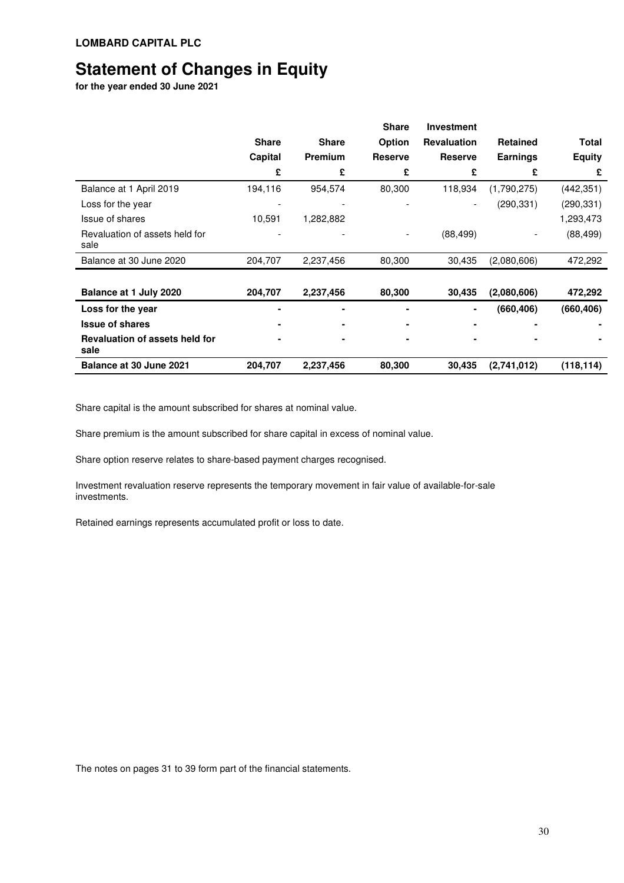**LOMBARD CAPITAL PLC**

# Statement of Changes in Equity

**for the year ended 30 June 2021**

| | Share Capital | Share Premium | Share Option Reserve | Investment Revaluation Reserve | Retained Earnings | Total Equity |
|---|---|---|---|---|---|---|
| | £ | £ | £ | £ | £ | £ |
| Balance at 1 April 2019 | 194,116 | 954,574 | 80,300 | 118,934 | (1,790,275) | (442,351) |
| Loss for the year | - | - | - | - | (290,331) | (290,331) |
| Issue of shares | 10,591 | 1,282,882 | | | | 1,293,473 |
| Revaluation of assets held for sale | - | - | - | (88,499) | - | (88,499) |
| Balance at 30 June 2020 | 204,707 | 2,237,456 | 80,300 | 30,435 | (2,080,606) | 472,292 |
| **Balance at 1 July 2020** | **204,707** | **2,237,456** | **80,300** | **30,435** | **(2,080,606)** | **472,292** |
| **Loss for the year** | **-** | **-** | **-** | **-** | **(660,406)** | **(660,406)** |
| **Issue of shares** | **-** | **-** | **-** | **-** | **-** | **-** |
| **Revaluation of assets held for sale** | **-** | **-** | **-** | **-** | **-** | **-** |
| **Balance at 30 June 2021** | **204,707** | **2,237,456** | **80,300** | **30,435** | **(2,741,012)** | **(118,114)** |

Share capital is the amount subscribed for shares at nominal value.

Share premium is the amount subscribed for share capital in excess of nominal value.

Share option reserve relates to share-based payment charges recognised.

Investment revaluation reserve represents the temporary movement in fair value of available-for-sale investments.

Retained earnings represents accumulated profit or loss to date.

The notes on pages 31 to 39 form part of the financial statements.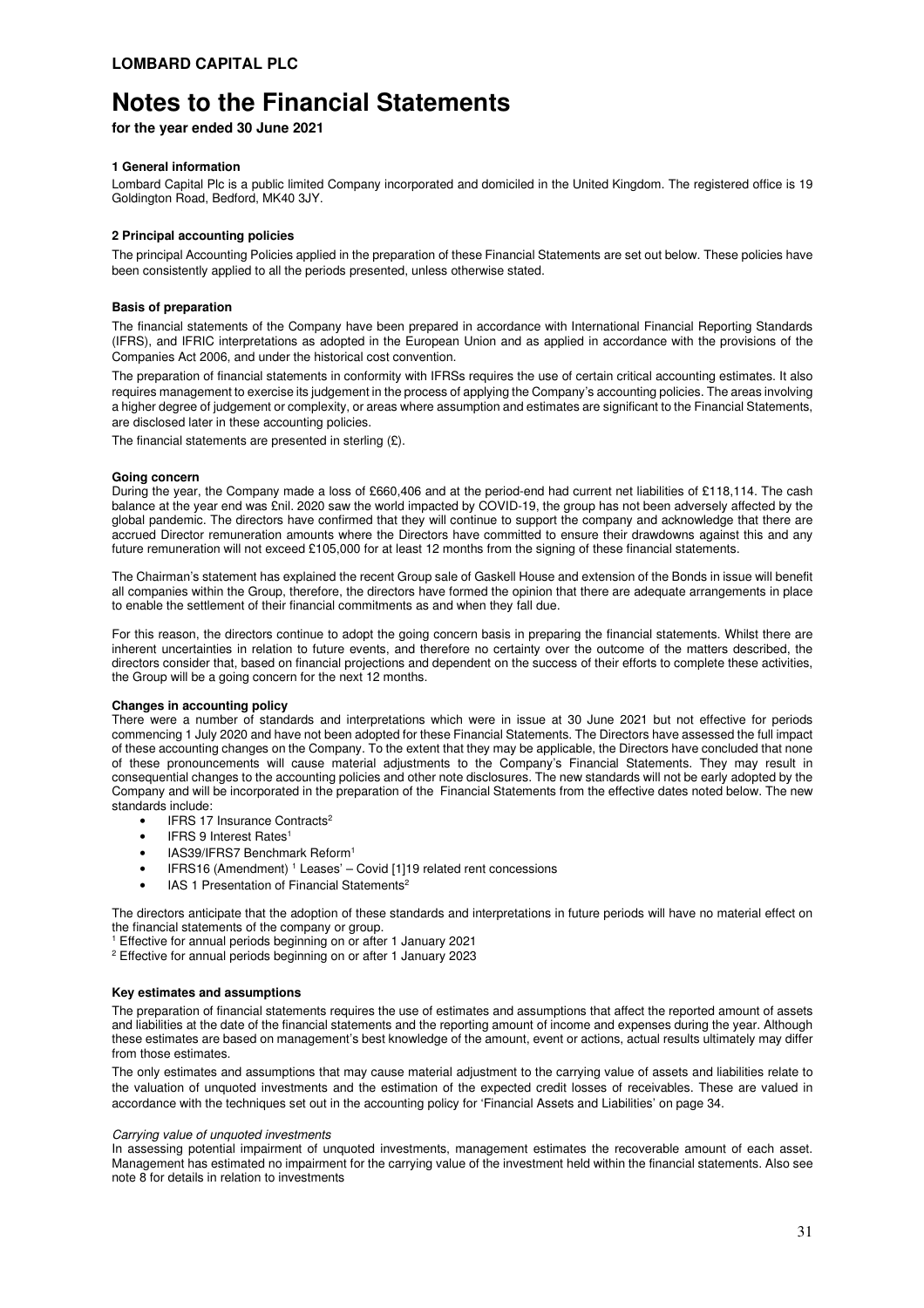**LOMBARD CAPITAL PLC**

# Notes to the Financial Statements

**for the year ended 30 June 2021**

### 1 General information

Lombard Capital Plc is a public limited Company incorporated and domiciled in the United Kingdom. The registered office is 19 Goldington Road, Bedford, MK40 3JY.

### 2 Principal accounting policies

The principal Accounting Policies applied in the preparation of these Financial Statements are set out below. These policies have been consistently applied to all the periods presented, unless otherwise stated.

#### Basis of preparation

The financial statements of the Company have been prepared in accordance with International Financial Reporting Standards (IFRS), and IFRIC interpretations as adopted in the European Union and as applied in accordance with the provisions of the Companies Act 2006, and under the historical cost convention.

The preparation of financial statements in conformity with IFRSs requires the use of certain critical accounting estimates. It also requires management to exercise its judgement in the process of applying the Company's accounting policies. The areas involving a higher degree of judgement or complexity, or areas where assumption and estimates are significant to the Financial Statements, are disclosed later in these accounting policies.

The financial statements are presented in sterling (£).

#### Going concern

During the year, the Company made a loss of £660,406 and at the period-end had current net liabilities of £118,114. The cash balance at the year end was £nil. 2020 saw the world impacted by COVID-19, the group has not been adversely affected by the global pandemic. The directors have confirmed that they will continue to support the company and acknowledge that there are accrued Director remuneration amounts where the Directors have committed to ensure their drawdowns against this and any future remuneration will not exceed £105,000 for at least 12 months from the signing of these financial statements.

The Chairman's statement has explained the recent Group sale of Gaskell House and extension of the Bonds in issue will benefit all companies within the Group, therefore, the directors have formed the opinion that there are adequate arrangements in place to enable the settlement of their financial commitments as and when they fall due.

For this reason, the directors continue to adopt the going concern basis in preparing the financial statements. Whilst there are inherent uncertainties in relation to future events, and therefore no certainty over the outcome of the matters described, the directors consider that, based on financial projections and dependent on the success of their efforts to complete these activities, the Group will be a going concern for the next 12 months.

#### Changes in accounting policy

There were a number of standards and interpretations which were in issue at 30 June 2021 but not effective for periods commencing 1 July 2020 and have not been adopted for these Financial Statements. The Directors have assessed the full impact of these accounting changes on the Company. To the extent that they may be applicable, the Directors have concluded that none of these pronouncements will cause material adjustments to the Company's Financial Statements. They may result in consequential changes to the accounting policies and other note disclosures. The new standards will not be early adopted by the Company and will be incorporated in the preparation of the Financial Statements from the effective dates noted below. The new standards include:

- IFRS 17 Insurance Contracts[2]
- IFRS 9 Interest Rates[1]
- IAS39/IFRS7 Benchmark Reform[1]
- IFRS16 (Amendment) [1] Leases' – Covid [1]19 related rent concessions
- IAS 1 Presentation of Financial Statements[2]

The directors anticipate that the adoption of these standards and interpretations in future periods will have no material effect on the financial statements of the company or group.

[1] Effective for annual periods beginning on or after 1 January 2021

[2] Effective for annual periods beginning on or after 1 January 2023

#### Key estimates and assumptions

The preparation of financial statements requires the use of estimates and assumptions that affect the reported amount of assets and liabilities at the date of the financial statements and the reporting amount of income and expenses during the year. Although these estimates are based on management's best knowledge of the amount, event or actions, actual results ultimately may differ from those estimates.

The only estimates and assumptions that may cause material adjustment to the carrying value of assets and liabilities relate to the valuation of unquoted investments and the estimation of the expected credit losses of receivables. These are valued in accordance with the techniques set out in the accounting policy for 'Financial Assets and Liabilities' on page 34.

*Carrying value of unquoted investments*

In assessing potential impairment of unquoted investments, management estimates the recoverable amount of each asset. Management has estimated no impairment for the carrying value of the investment held within the financial statements. Also see note 8 for details in relation to investments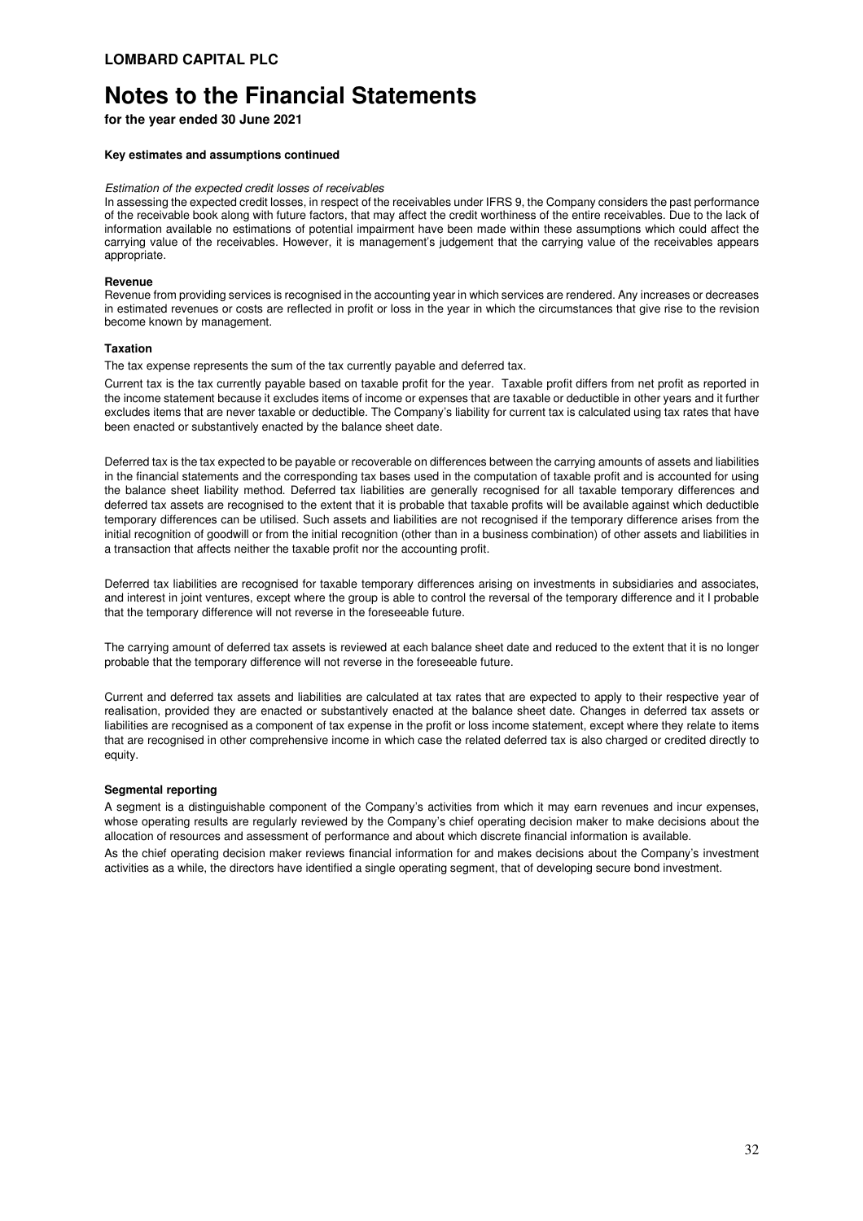**LOMBARD CAPITAL PLC**

# Notes to the Financial Statements

**for the year ended 30 June 2021**

**Key estimates and assumptions continued**

*Estimation of the expected credit losses of receivables*

In assessing the expected credit losses, in respect of the receivables under IFRS 9, the Company considers the past performance of the receivable book along with future factors, that may affect the credit worthiness of the entire receivables. Due to the lack of information available no estimations of potential impairment have been made within these assumptions which could affect the carrying value of the receivables. However, it is management's judgement that the carrying value of the receivables appears appropriate.

**Revenue**

Revenue from providing services is recognised in the accounting year in which services are rendered. Any increases or decreases in estimated revenues or costs are reflected in profit or loss in the year in which the circumstances that give rise to the revision become known by management.

**Taxation**

The tax expense represents the sum of the tax currently payable and deferred tax.

Current tax is the tax currently payable based on taxable profit for the year. Taxable profit differs from net profit as reported in the income statement because it excludes items of income or expenses that are taxable or deductible in other years and it further excludes items that are never taxable or deductible. The Company's liability for current tax is calculated using tax rates that have been enacted or substantively enacted by the balance sheet date.

Deferred tax is the tax expected to be payable or recoverable on differences between the carrying amounts of assets and liabilities in the financial statements and the corresponding tax bases used in the computation of taxable profit and is accounted for using the balance sheet liability method. Deferred tax liabilities are generally recognised for all taxable temporary differences and deferred tax assets are recognised to the extent that it is probable that taxable profits will be available against which deductible temporary differences can be utilised. Such assets and liabilities are not recognised if the temporary difference arises from the initial recognition of goodwill or from the initial recognition (other than in a business combination) of other assets and liabilities in a transaction that affects neither the taxable profit nor the accounting profit.

Deferred tax liabilities are recognised for taxable temporary differences arising on investments in subsidiaries and associates, and interest in joint ventures, except where the group is able to control the reversal of the temporary difference and it I probable that the temporary difference will not reverse in the foreseeable future.

The carrying amount of deferred tax assets is reviewed at each balance sheet date and reduced to the extent that it is no longer probable that the temporary difference will not reverse in the foreseeable future.

Current and deferred tax assets and liabilities are calculated at tax rates that are expected to apply to their respective year of realisation, provided they are enacted or substantively enacted at the balance sheet date. Changes in deferred tax assets or liabilities are recognised as a component of tax expense in the profit or loss income statement, except where they relate to items that are recognised in other comprehensive income in which case the related deferred tax is also charged or credited directly to equity.

**Segmental reporting**

A segment is a distinguishable component of the Company's activities from which it may earn revenues and incur expenses, whose operating results are regularly reviewed by the Company's chief operating decision maker to make decisions about the allocation of resources and assessment of performance and about which discrete financial information is available.

As the chief operating decision maker reviews financial information for and makes decisions about the Company's investment activities as a while, the directors have identified a single operating segment, that of developing secure bond investment.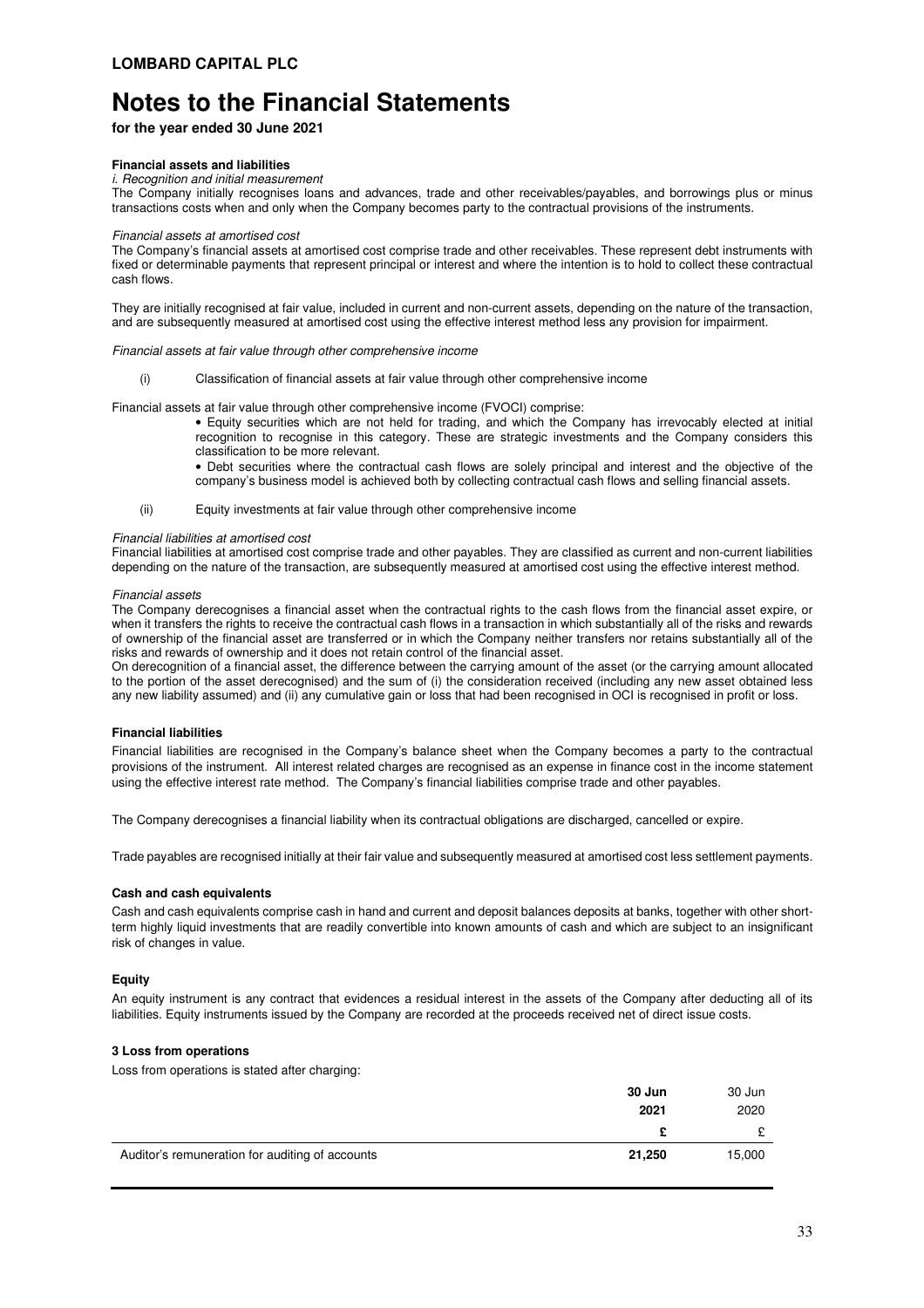**LOMBARD CAPITAL PLC**

# Notes to the Financial Statements

**for the year ended 30 June 2021**

**Financial assets and liabilities**

*i. Recognition and initial measurement*

The Company initially recognises loans and advances, trade and other receivables/payables, and borrowings plus or minus transactions costs when and only when the Company becomes party to the contractual provisions of the instruments.

*Financial assets at amortised cost*

The Company's financial assets at amortised cost comprise trade and other receivables. These represent debt instruments with fixed or determinable payments that represent principal or interest and where the intention is to hold to collect these contractual cash flows.

They are initially recognised at fair value, included in current and non-current assets, depending on the nature of the transaction, and are subsequently measured at amortised cost using the effective interest method less any provision for impairment.

*Financial assets at fair value through other comprehensive income*

(i) Classification of financial assets at fair value through other comprehensive income

Financial assets at fair value through other comprehensive income (FVOCI) comprise:

- Equity securities which are not held for trading, and which the Company has irrevocably elected at initial recognition to recognise in this category. These are strategic investments and the Company considers this classification to be more relevant.
- Debt securities where the contractual cash flows are solely principal and interest and the objective of the company's business model is achieved both by collecting contractual cash flows and selling financial assets.

(ii) Equity investments at fair value through other comprehensive income

*Financial liabilities at amortised cost*

Financial liabilities at amortised cost comprise trade and other payables. They are classified as current and non-current liabilities depending on the nature of the transaction, are subsequently measured at amortised cost using the effective interest method.

*Financial assets*

The Company derecognises a financial asset when the contractual rights to the cash flows from the financial asset expire, or when it transfers the rights to receive the contractual cash flows in a transaction in which substantially all of the risks and rewards of ownership of the financial asset are transferred or in which the Company neither transfers nor retains substantially all of the risks and rewards of ownership and it does not retain control of the financial asset.

On derecognition of a financial asset, the difference between the carrying amount of the asset (or the carrying amount allocated to the portion of the asset derecognised) and the sum of (i) the consideration received (including any new asset obtained less any new liability assumed) and (ii) any cumulative gain or loss that had been recognised in OCI is recognised in profit or loss.

**Financial liabilities**

Financial liabilities are recognised in the Company's balance sheet when the Company becomes a party to the contractual provisions of the instrument. All interest related charges are recognised as an expense in finance cost in the income statement using the effective interest rate method. The Company's financial liabilities comprise trade and other payables.

The Company derecognises a financial liability when its contractual obligations are discharged, cancelled or expire.

Trade payables are recognised initially at their fair value and subsequently measured at amortised cost less settlement payments.

**Cash and cash equivalents**

Cash and cash equivalents comprise cash in hand and current and deposit balances deposits at banks, together with other short-term highly liquid investments that are readily convertible into known amounts of cash and which are subject to an insignificant risk of changes in value.

**Equity**

An equity instrument is any contract that evidences a residual interest in the assets of the Company after deducting all of its liabilities. Equity instruments issued by the Company are recorded at the proceeds received net of direct issue costs.

**3 Loss from operations**

Loss from operations is stated after charging:

| | **30 Jun 2021** | 30 Jun 2020 |
|---|---|---|
| | **£** | £ |
| Auditor's remuneration for auditing of accounts | **21,250** | 15,000 |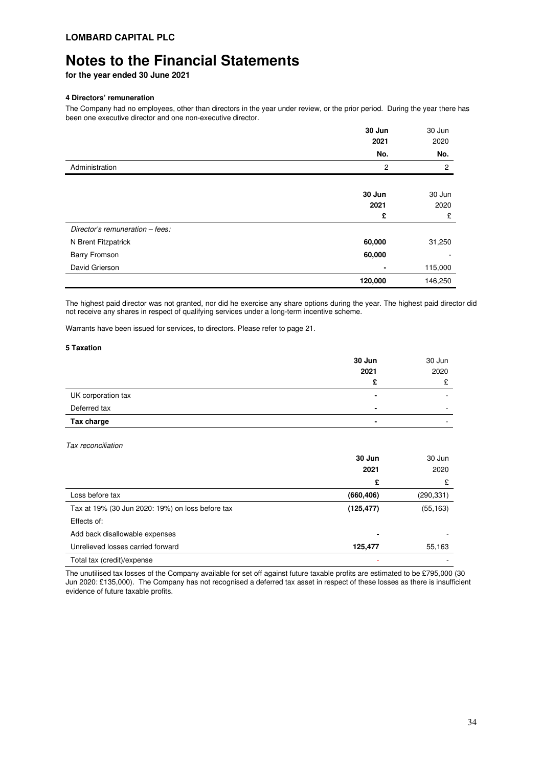**LOMBARD CAPITAL PLC**

# Notes to the Financial Statements

**for the year ended 30 June 2021**

### 4 Directors' remuneration

The Company had no employees, other than directors in the year under review, or the prior period. During the year there has been one executive director and one non-executive director.

| | **30 Jun 2021** | 30 Jun 2020 |
|---|---|---|
| | **No.** | **No.** |
| Administration | 2 | 2 |

| | **30 Jun 2021** | 30 Jun 2020 |
|---|---|---|
| | **£** | £ |
| *Director's remuneration – fees:* | | |
| N Brent Fitzpatrick | **60,000** | 31,250 |
| Barry Fromson | **60,000** | - |
| David Grierson | **-** | 115,000 |
| | **120,000** | 146,250 |

The highest paid director was not granted, nor did he exercise any share options during the year. The highest paid director did not receive any shares in respect of qualifying services under a long-term incentive scheme.

Warrants have been issued for services, to directors. Please refer to page 21.

### 5 Taxation

| | **30 Jun 2021** | 30 Jun 2020 |
|---|---|---|
| | **£** | £ |
| UK corporation tax | **-** | - |
| Deferred tax | **-** | - |
| **Tax charge** | **-** | - |

*Tax reconciliation*

| | **30 Jun 2021** | 30 Jun 2020 |
|---|---|---|
| | **£** | £ |
| Loss before tax | **(660,406)** | (290,331) |
| Tax at 19% (30 Jun 2020: 19%) on loss before tax | **(125,477)** | (55,163) |
| Effects of: | | |
| Add back disallowable expenses | **-** | - |
| Unrelieved losses carried forward | **125,477** | 55,163 |
| Total tax (credit)/expense | - | - |

The unutilised tax losses of the Company available for set off against future taxable profits are estimated to be £795,000 (30 Jun 2020: £135,000). The Company has not recognised a deferred tax asset in respect of these losses as there is insufficient evidence of future taxable profits.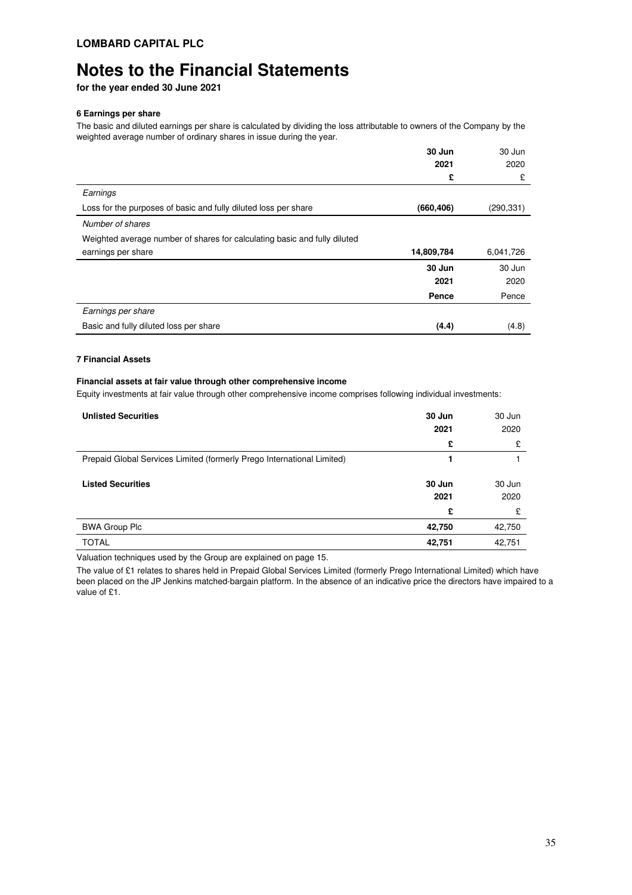# Notes to the Financial Statements

**for the year ended 30 June 2021**

### 6 Earnings per share

The basic and diluted earnings per share is calculated by dividing the loss attributable to owners of the Company by the weighted average number of ordinary shares in issue during the year.

| | **30 Jun 2021** | 30 Jun 2020 |
|---|---|---|
| | **£** | £ |
| *Earnings* | | |
| Loss for the purposes of basic and fully diluted loss per share | **(660,406)** | (290,331) |
| *Number of shares* | | |
| Weighted average number of shares for calculating basic and fully diluted earnings per share | **14,809,784** | 6,041,726 |
| | **30 Jun 2021** | 30 Jun 2020 |
| | **Pence** | Pence |
| *Earnings per share* | | |
| Basic and fully diluted loss per share | **(4.4)** | (4.8) |

### 7 Financial Assets

**Financial assets at fair value through other comprehensive income**

Equity investments at fair value through other comprehensive income comprises following individual investments:

| **Unlisted Securities** | **30 Jun 2021** | 30 Jun 2020 |
|---|---|---|
| | **£** | £ |
| Prepaid Global Services Limited (formerly Prego International Limited) | **1** | 1 |
| **Listed Securities** | **30 Jun 2021** | 30 Jun 2020 |
| | **£** | £ |
| BWA Group Plc | **42,750** | 42,750 |
| TOTAL | **42,751** | 42,751 |

Valuation techniques used by the Group are explained on page 15.

The value of £1 relates to shares held in Prepaid Global Services Limited (formerly Prego International Limited) which have been placed on the JP Jenkins matched-bargain platform. In the absence of an indicative price the directors have impaired to a value of £1.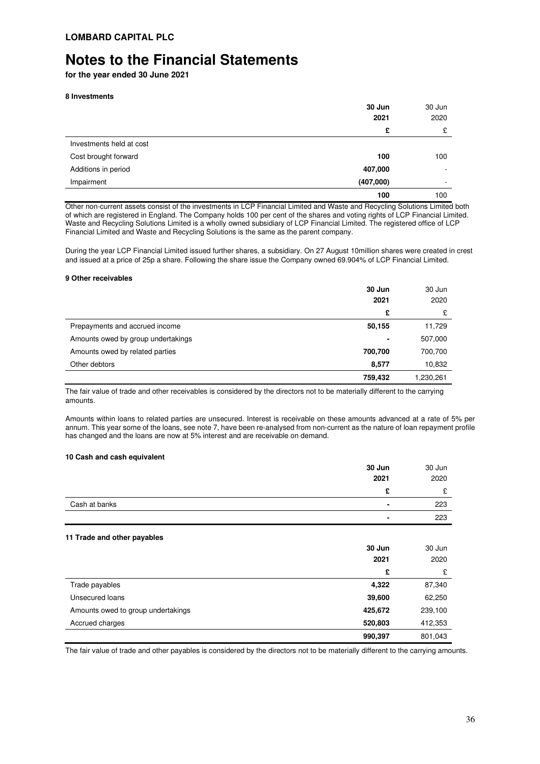**LOMBARD CAPITAL PLC**

# Notes to the Financial Statements

**for the year ended 30 June 2021**

### 8 Investments

| | **30 Jun 2021** | 30 Jun 2020 |
|---|---|---|
| | **£** | £ |
| Investments held at cost | | |
| Cost brought forward | **100** | 100 |
| Additions in period | **407,000** | - |
| Impairment | **(407,000)** | - |
| | **100** | 100 |

Other non-current assets consist of the investments in LCP Financial Limited and Waste and Recycling Solutions Limited both of which are registered in England. The Company holds 100 per cent of the shares and voting rights of LCP Financial Limited. Waste and Recycling Solutions Limited is a wholly owned subsidiary of LCP Financial Limited. The registered office of LCP Financial Limited and Waste and Recycling Solutions is the same as the parent company.

During the year LCP Financial Limited issued further shares, a subsidiary. On 27 August 10million shares were created in crest and issued at a price of 25p a share. Following the share issue the Company owned 69.904% of LCP Financial Limited.

### 9 Other receivables

| | **30 Jun 2021** | 30 Jun 2020 |
|---|---|---|
| | **£** | £ |
| Prepayments and accrued income | **50,155** | 11,729 |
| Amounts owed by group undertakings | **-** | 507,000 |
| Amounts owed by related parties | **700,700** | 700,700 |
| Other debtors | **8,577** | 10,832 |
| | **759,432** | 1,230,261 |

The fair value of trade and other receivables is considered by the directors not to be materially different to the carrying amounts.

Amounts within loans to related parties are unsecured. Interest is receivable on these amounts advanced at a rate of 5% per annum. This year some of the loans, see note 7, have been re-analysed from non-current as the nature of loan repayment profile has changed and the loans are now at 5% interest and are receivable on demand.

### 10 Cash and cash equivalent

| | **30 Jun 2021** | 30 Jun 2020 |
|---|---|---|
| | **£** | £ |
| Cash at banks | **-** | 223 |
| | **-** | 223 |

### 11 Trade and other payables

| | **30 Jun 2021** | 30 Jun 2020 |
|---|---|---|
| | **£** | £ |
| Trade payables | **4,322** | 87,340 |
| Unsecured loans | **39,600** | 62,250 |
| Amounts owed to group undertakings | **425,672** | 239,100 |
| Accrued charges | **520,803** | 412,353 |
| | **990,397** | 801,043 |

The fair value of trade and other payables is considered by the directors not to be materially different to the carrying amounts.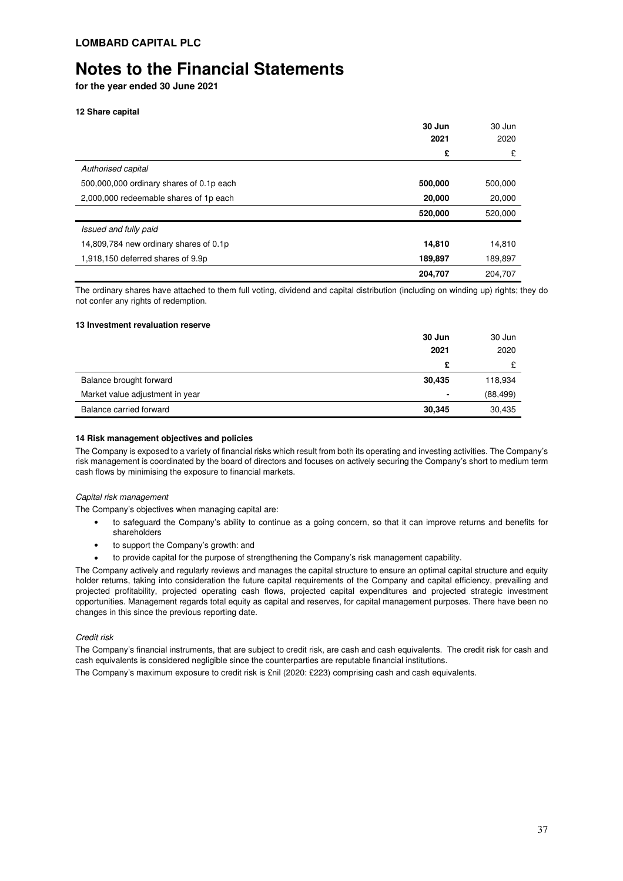**LOMBARD CAPITAL PLC**

# Notes to the Financial Statements

**for the year ended 30 June 2021**

### 12 Share capital

| | 30 Jun 2021 | 30 Jun 2020 |
|---|---|---|
| | **£** | £ |
| *Authorised capital* | | |
| 500,000,000 ordinary shares of 0.1p each | **500,000** | 500,000 |
| 2,000,000 redeemable shares of 1p each | **20,000** | 20,000 |
| | **520,000** | 520,000 |
| *Issued and fully paid* | | |
| 14,809,784 new ordinary shares of 0.1p | **14,810** | 14,810 |
| 1,918,150 deferred shares of 9.9p | **189,897** | 189,897 |
| | **204,707** | 204,707 |

The ordinary shares have attached to them full voting, dividend and capital distribution (including on winding up) rights; they do not confer any rights of redemption.

### 13 Investment revaluation reserve

| | 30 Jun 2021 | 30 Jun 2020 |
|---|---|---|
| | **£** | £ |
| Balance brought forward | **30,435** | 118,934 |
| Market value adjustment in year | **-** | (88,499) |
| Balance carried forward | **30,345** | 30,435 |

### 14 Risk management objectives and policies

The Company is exposed to a variety of financial risks which result from both its operating and investing activities. The Company's risk management is coordinated by the board of directors and focuses on actively securing the Company's short to medium term cash flows by minimising the exposure to financial markets.

*Capital risk management*

The Company's objectives when managing capital are:

- to safeguard the Company's ability to continue as a going concern, so that it can improve returns and benefits for shareholders
- to support the Company's growth: and
- to provide capital for the purpose of strengthening the Company's risk management capability.

The Company actively and regularly reviews and manages the capital structure to ensure an optimal capital structure and equity holder returns, taking into consideration the future capital requirements of the Company and capital efficiency, prevailing and projected profitability, projected operating cash flows, projected capital expenditures and projected strategic investment opportunities. Management regards total equity as capital and reserves, for capital management purposes. There have been no changes in this since the previous reporting date.

*Credit risk*

The Company's financial instruments, that are subject to credit risk, are cash and cash equivalents. The credit risk for cash and cash equivalents is considered negligible since the counterparties are reputable financial institutions.

The Company's maximum exposure to credit risk is £nil (2020: £223) comprising cash and cash equivalents.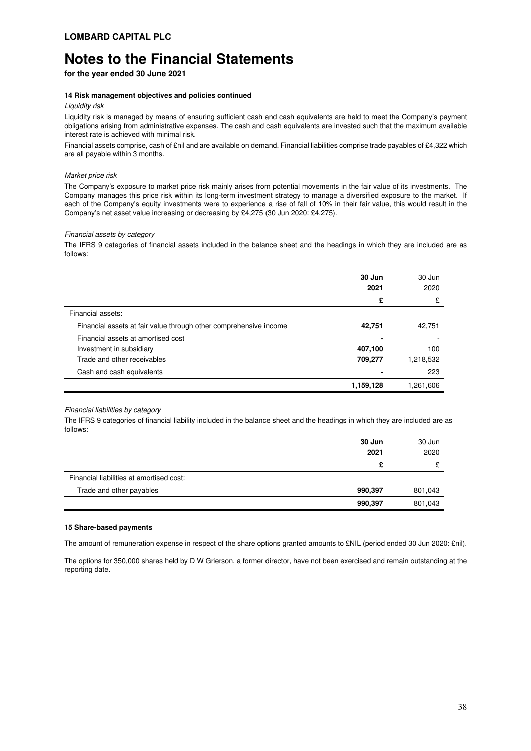**LOMBARD CAPITAL PLC**

# Notes to the Financial Statements

**for the year ended 30 June 2021**

#### 14 Risk management objectives and policies continued

*Liquidity risk*

Liquidity risk is managed by means of ensuring sufficient cash and cash equivalents are held to meet the Company's payment obligations arising from administrative expenses. The cash and cash equivalents are invested such that the maximum available interest rate is achieved with minimal risk.

Financial assets comprise, cash of £nil and are available on demand. Financial liabilities comprise trade payables of £4,322 which are all payable within 3 months.

*Market price risk*

The Company's exposure to market price risk mainly arises from potential movements in the fair value of its investments. The Company manages this price risk within its long-term investment strategy to manage a diversified exposure to the market. If each of the Company's equity investments were to experience a rise of fall of 10% in their fair value, this would result in the Company's net asset value increasing or decreasing by £4,275 (30 Jun 2020: £4,275).

*Financial assets by category*

The IFRS 9 categories of financial assets included in the balance sheet and the headings in which they are included are as follows:

| | **30 Jun 2021** | 30 Jun 2020 |
|---|---|---|
| | **£** | £ |
| Financial assets: | | |
| Financial assets at fair value through other comprehensive income | **42,751** | 42,751 |
| Financial assets at amortised cost | **-** | - |
| Investment in subsidiary | **407,100** | 100 |
| Trade and other receivables | **709,277** | 1,218,532 |
| Cash and cash equivalents | **-** | 223 |
| | **1,159,128** | 1,261,606 |

*Financial liabilities by category*

The IFRS 9 categories of financial liability included in the balance sheet and the headings in which they are included are as follows:

| | **30 Jun 2021** | 30 Jun 2020 |
|---|---|---|
| | **£** | £ |
| Financial liabilities at amortised cost: | | |
| Trade and other payables | **990,397** | 801,043 |
| | **990,397** | 801,043 |

#### 15 Share-based payments

The amount of remuneration expense in respect of the share options granted amounts to £NIL (period ended 30 Jun 2020: £nil).

The options for 350,000 shares held by D W Grierson, a former director, have not been exercised and remain outstanding at the reporting date.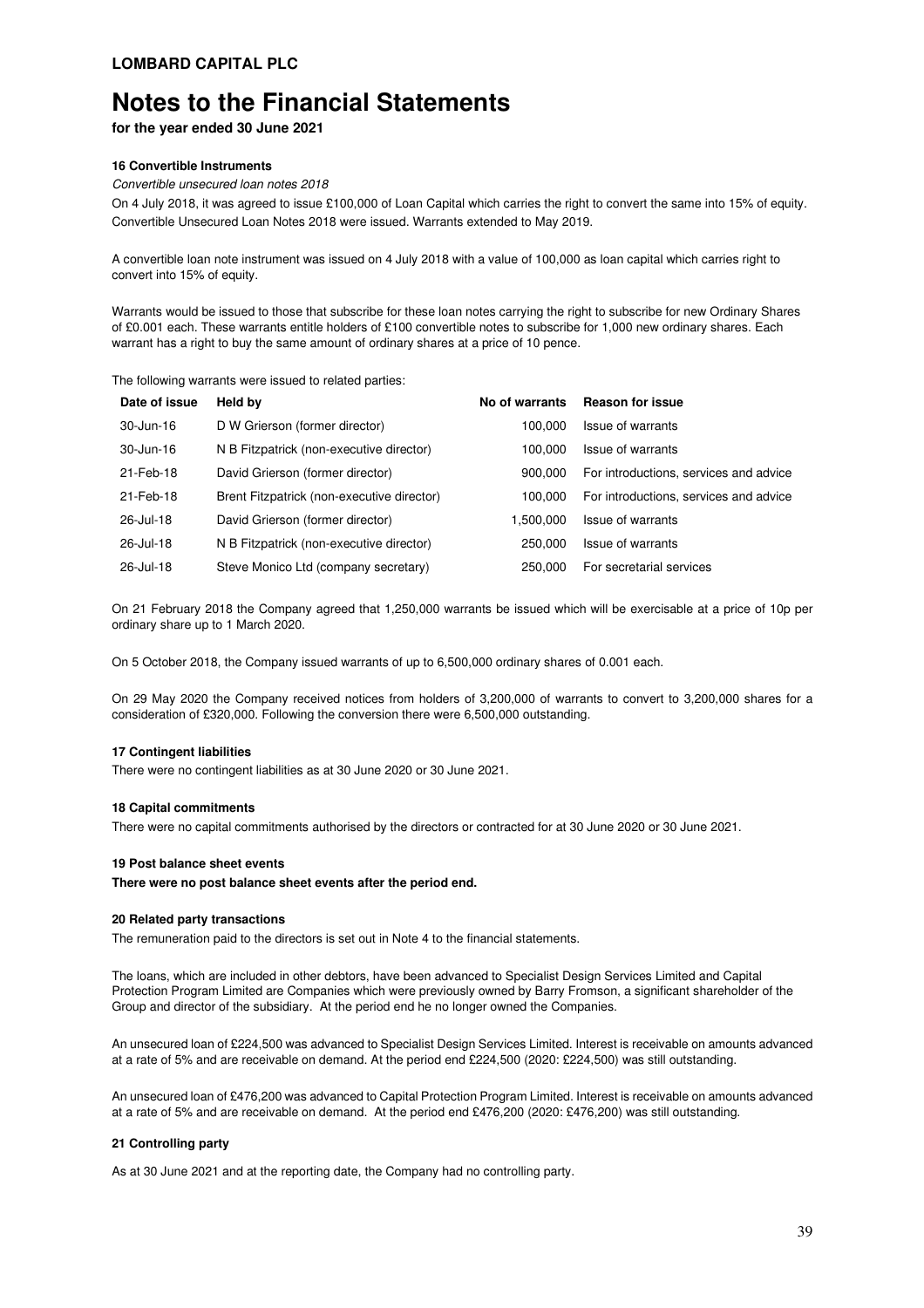**LOMBARD CAPITAL PLC**

# Notes to the Financial Statements

**for the year ended 30 June 2021**

### 16 Convertible Instruments

*Convertible unsecured loan notes 2018*

On 4 July 2018, it was agreed to issue £100,000 of Loan Capital which carries the right to convert the same into 15% of equity. Convertible Unsecured Loan Notes 2018 were issued. Warrants extended to May 2019.

A convertible loan note instrument was issued on 4 July 2018 with a value of 100,000 as loan capital which carries right to convert into 15% of equity.

Warrants would be issued to those that subscribe for these loan notes carrying the right to subscribe for new Ordinary Shares of £0.001 each. These warrants entitle holders of £100 convertible notes to subscribe for 1,000 new ordinary shares. Each warrant has a right to buy the same amount of ordinary shares at a price of 10 pence.

The following warrants were issued to related parties:

| Date of issue | Held by | No of warrants | Reason for issue |
|---|---|---|---|
| 30-Jun-16 | D W Grierson (former director) | 100,000 | Issue of warrants |
| 30-Jun-16 | N B Fitzpatrick (non-executive director) | 100,000 | Issue of warrants |
| 21-Feb-18 | David Grierson (former director) | 900,000 | For introductions, services and advice |
| 21-Feb-18 | Brent Fitzpatrick (non-executive director) | 100,000 | For introductions, services and advice |
| 26-Jul-18 | David Grierson (former director) | 1,500,000 | Issue of warrants |
| 26-Jul-18 | N B Fitzpatrick (non-executive director) | 250,000 | Issue of warrants |
| 26-Jul-18 | Steve Monico Ltd (company secretary) | 250,000 | For secretarial services |

On 21 February 2018 the Company agreed that 1,250,000 warrants be issued which will be exercisable at a price of 10p per ordinary share up to 1 March 2020.

On 5 October 2018, the Company issued warrants of up to 6,500,000 ordinary shares of 0.001 each.

On 29 May 2020 the Company received notices from holders of 3,200,000 of warrants to convert to 3,200,000 shares for a consideration of £320,000. Following the conversion there were 6,500,000 outstanding.

### 17 Contingent liabilities

There were no contingent liabilities as at 30 June 2020 or 30 June 2021.

### 18 Capital commitments

There were no capital commitments authorised by the directors or contracted for at 30 June 2020 or 30 June 2021.

### 19 Post balance sheet events

**There were no post balance sheet events after the period end.**

### 20 Related party transactions

The remuneration paid to the directors is set out in Note 4 to the financial statements.

The loans, which are included in other debtors, have been advanced to Specialist Design Services Limited and Capital Protection Program Limited are Companies which were previously owned by Barry Fromson, a significant shareholder of the Group and director of the subsidiary. At the period end he no longer owned the Companies.

An unsecured loan of £224,500 was advanced to Specialist Design Services Limited. Interest is receivable on amounts advanced at a rate of 5% and are receivable on demand. At the period end £224,500 (2020: £224,500) was still outstanding.

An unsecured loan of £476,200 was advanced to Capital Protection Program Limited. Interest is receivable on amounts advanced at a rate of 5% and are receivable on demand. At the period end £476,200 (2020: £476,200) was still outstanding.

### 21 Controlling party

As at 30 June 2021 and at the reporting date, the Company had no controlling party.